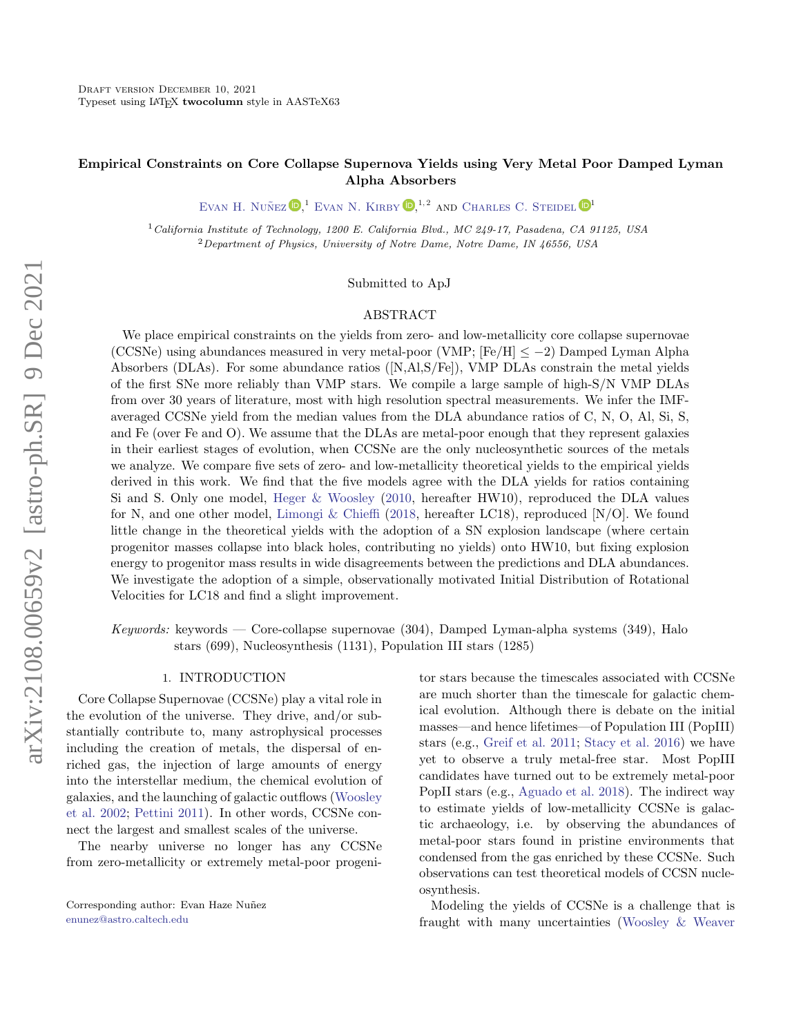# Empirical Constraints on Core Collapse Supernova Yields using Very Metal Poor Damped Lyman Alpha Absorbers

Evan H. Nuñez,[1] Evan N. Kirby,[1,2] and Charles C. Steidel[1]

[1] California Institute of Technology, 1200 E. California Blvd., MC 249-17, Pasadena, CA 91125, USA

[2] Department of Physics, University of Notre Dame, Notre Dame, IN 46556, USA

Submitted to ApJ

## ABSTRACT

We place empirical constraints on the yields from zero- and low-metallicity core collapse supernovae (CCSNe) using abundances measured in very metal-poor (VMP; [Fe/H] $\leq -2$) Damped Lyman Alpha Absorbers (DLAs). For some abundance ratios ([N,Al,S/Fe]), VMP DLAs constrain the metal yields of the first SNe more reliably than VMP stars. We compile a large sample of high-S/N VMP DLAs from over 30 years of literature, most with high resolution spectral measurements. We infer the IMF-averaged CCSNe yield from the median values from the DLA abundance ratios of C, N, O, Al, Si, S, and Fe (over Fe and O). We assume that the DLAs are metal-poor enough that they represent galaxies in their earliest stages of evolution, when CCSNe are the only nucleosynthetic sources of the metals we analyze. We compare five sets of zero- and low-metallicity theoretical yields to the empirical yields derived in this work. We find that the five models agree with the DLA yields for ratios containing Si and S. Only one model, Heger & Woosley (2010, hereafter HW10), reproduced the DLA values for N, and one other model, Limongi & Chieffi (2018, hereafter LC18), reproduced [N/O]. We found little change in the theoretical yields with the adoption of a SN explosion landscape (where certain progenitor masses collapse into black holes, contributing no yields) onto HW10, but fixing explosion energy to progenitor mass results in wide disagreements between the predictions and DLA abundances. We investigate the adoption of a simple, observationally motivated Initial Distribution of Rotational Velocities for LC18 and find a slight improvement.

*Keywords:* keywords — Core-collapse supernovae (304), Damped Lyman-alpha systems (349), Halo stars (699), Nucleosynthesis (1131), Population III stars (1285)

## 1. INTRODUCTION

Core Collapse Supernovae (CCSNe) play a vital role in the evolution of the universe. They drive, and/or substantially contribute to, many astrophysical processes including the creation of metals, the dispersal of enriched gas, the injection of large amounts of energy into the interstellar medium, the chemical evolution of galaxies, and the launching of galactic outflows (Woosley et al. 2002; Pettini 2011). In other words, CCSNe connect the largest and smallest scales of the universe.

The nearby universe no longer has any CCSNe from zero-metallicity or extremely metal-poor progenitor stars because the timescales associated with CCSNe are much shorter than the timescale for galactic chemical evolution. Although there is debate on the initial masses—and hence lifetimes—of Population III (PopIII) stars (e.g., Greif et al. 2011; Stacy et al. 2016) we have yet to observe a truly metal-free star. Most PopIII candidates have turned out to be extremely metal-poor PopII stars (e.g., Aguado et al. 2018). The indirect way to estimate yields of low-metallicity CCSNe is galactic archaeology, i.e. by observing the abundances of metal-poor stars found in pristine environments that condensed from the gas enriched by these CCSNe. Such observations can test theoretical models of CCSN nucleosynthesis.

Modeling the yields of CCSNe is a challenge that is fraught with many uncertainties (Woosley & Weaver

Corresponding author: Evan Haze Nuñez
enunez@astro.caltech.edu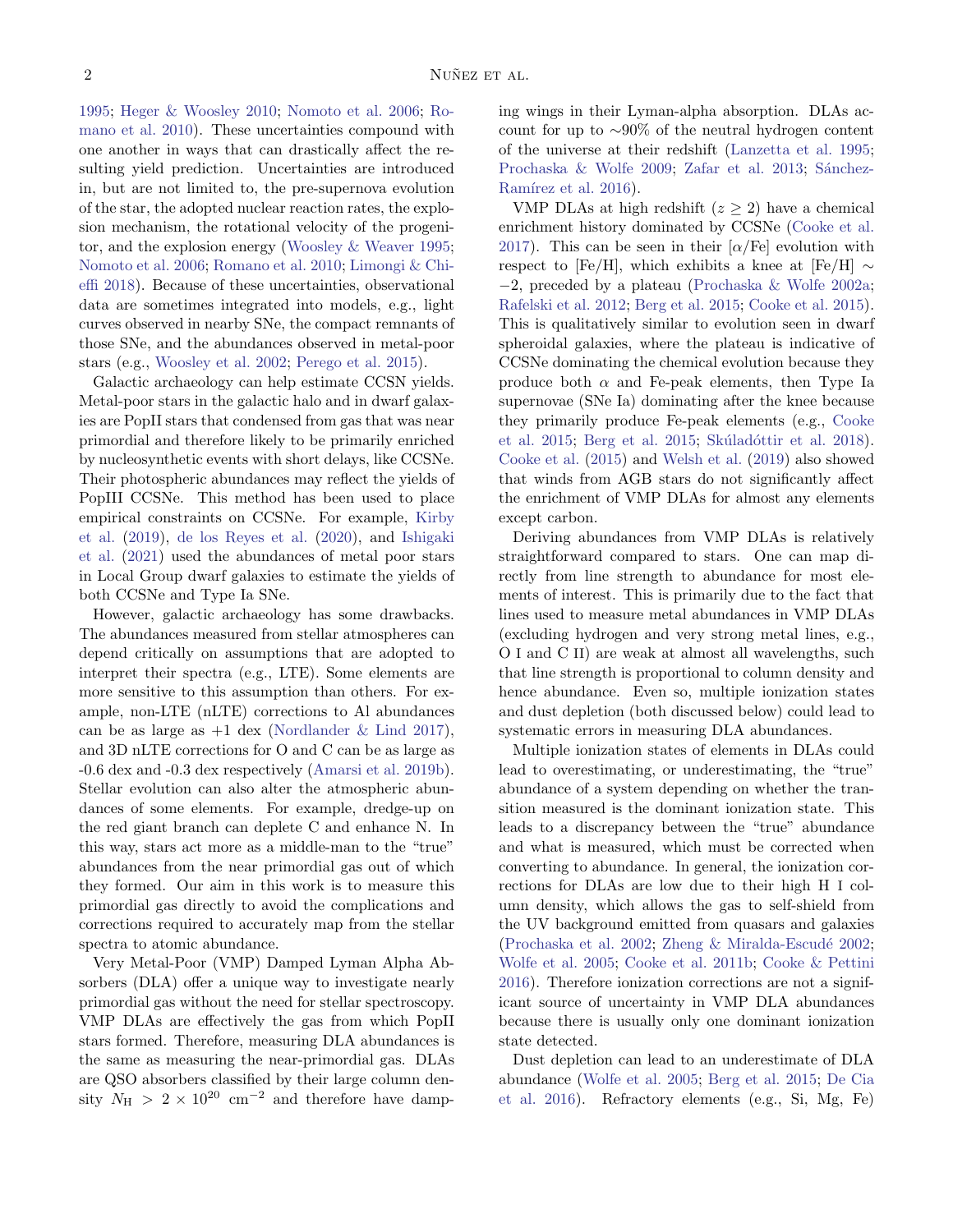1995; Heger & Woosley 2010; Nomoto et al. 2006; Romano et al. 2010). These uncertainties compound with one another in ways that can drastically affect the resulting yield prediction. Uncertainties are introduced in, but are not limited to, the pre-supernova evolution of the star, the adopted nuclear reaction rates, the explosion mechanism, the rotational velocity of the progenitor, and the explosion energy (Woosley & Weaver 1995; Nomoto et al. 2006; Romano et al. 2010; Limongi & Chieffi 2018). Because of these uncertainties, observational data are sometimes integrated into models, e.g., light curves observed in nearby SNe, the compact remnants of those SNe, and the abundances observed in metal-poor stars (e.g., Woosley et al. 2002; Perego et al. 2015).

Galactic archaeology can help estimate CCSN yields. Metal-poor stars in the galactic halo and in dwarf galaxies are PopII stars that condensed from gas that was near primordial and therefore likely to be primarily enriched by nucleosynthetic events with short delays, like CCSNe. Their photospheric abundances may reflect the yields of PopIII CCSNe. This method has been used to place empirical constraints on CCSNe. For example, Kirby et al. (2019), de los Reyes et al. (2020), and Ishigaki et al. (2021) used the abundances of metal poor stars in Local Group dwarf galaxies to estimate the yields of both CCSNe and Type Ia SNe.

However, galactic archaeology has some drawbacks. The abundances measured from stellar atmospheres can depend critically on assumptions that are adopted to interpret their spectra (e.g., LTE). Some elements are more sensitive to this assumption than others. For example, non-LTE (nLTE) corrections to Al abundances can be as large as +1 dex (Nordlander & Lind 2017), and 3D nLTE corrections for O and C can be as large as -0.6 dex and -0.3 dex respectively (Amarsi et al. 2019b). Stellar evolution can also alter the atmospheric abundances of some elements. For example, dredge-up on the red giant branch can deplete C and enhance N. In this way, stars act more as a middle-man to the "true" abundances from the near primordial gas out of which they formed. Our aim in this work is to measure this primordial gas directly to avoid the complications and corrections required to accurately map from the stellar spectra to atomic abundance.

Very Metal-Poor (VMP) Damped Lyman Alpha Absorbers (DLA) offer a unique way to investigate nearly primordial gas without the need for stellar spectroscopy. VMP DLAs are effectively the gas from which PopII stars formed. Therefore, measuring DLA abundances is the same as measuring the near-primordial gas. DLAs are QSO absorbers classified by their large column density $N_{\rm H} > 2 \times 10^{20}$ cm$^{-2}$ and therefore have damping wings in their Lyman-alpha absorption. DLAs account for up to $\sim$90% of the neutral hydrogen content of the universe at their redshift (Lanzetta et al. 1995; Prochaska & Wolfe 2009; Zafar et al. 2013; Sánchez-Ramírez et al. 2016).

VMP DLAs at high redshift ($z \geq 2$) have a chemical enrichment history dominated by CCSNe (Cooke et al. 2017). This can be seen in their [$\alpha$/Fe] evolution with respect to [Fe/H], which exhibits a knee at [Fe/H] $\sim -2$, preceded by a plateau (Prochaska & Wolfe 2002a; Rafelski et al. 2012; Berg et al. 2015; Cooke et al. 2015). This is qualitatively similar to evolution seen in dwarf spheroidal galaxies, where the plateau is indicative of CCSNe dominating the chemical evolution because they produce both $\alpha$ and Fe-peak elements, then Type Ia supernovae (SNe Ia) dominating after the knee because they primarily produce Fe-peak elements (e.g., Cooke et al. 2015; Berg et al. 2015; Skúladóttir et al. 2018). Cooke et al. (2015) and Welsh et al. (2019) also showed that winds from AGB stars do not significantly affect the enrichment of VMP DLAs for almost any elements except carbon.

Deriving abundances from VMP DLAs is relatively straightforward compared to stars. One can map directly from line strength to abundance for most elements of interest. This is primarily due to the fact that lines used to measure metal abundances in VMP DLAs (excluding hydrogen and very strong metal lines, e.g., O I and C II) are weak at almost all wavelengths, such that line strength is proportional to column density and hence abundance. Even so, multiple ionization states and dust depletion (both discussed below) could lead to systematic errors in measuring DLA abundances.

Multiple ionization states of elements in DLAs could lead to overestimating, or underestimating, the "true" abundance of a system depending on whether the transition measured is the dominant ionization state. This leads to a discrepancy between the "true" abundance and what is measured, which must be corrected when converting to abundance. In general, the ionization corrections for DLAs are low due to their high H I column density, which allows the gas to self-shield from the UV background emitted from quasars and galaxies (Prochaska et al. 2002; Zheng & Miralda-Escudé 2002; Wolfe et al. 2005; Cooke et al. 2011b; Cooke & Pettini 2016). Therefore ionization corrections are not a significant source of uncertainty in VMP DLA abundances because there is usually only one dominant ionization state detected.

Dust depletion can lead to an underestimate of DLA abundance (Wolfe et al. 2005; Berg et al. 2015; De Cia et al. 2016). Refractory elements (e.g., Si, Mg, Fe)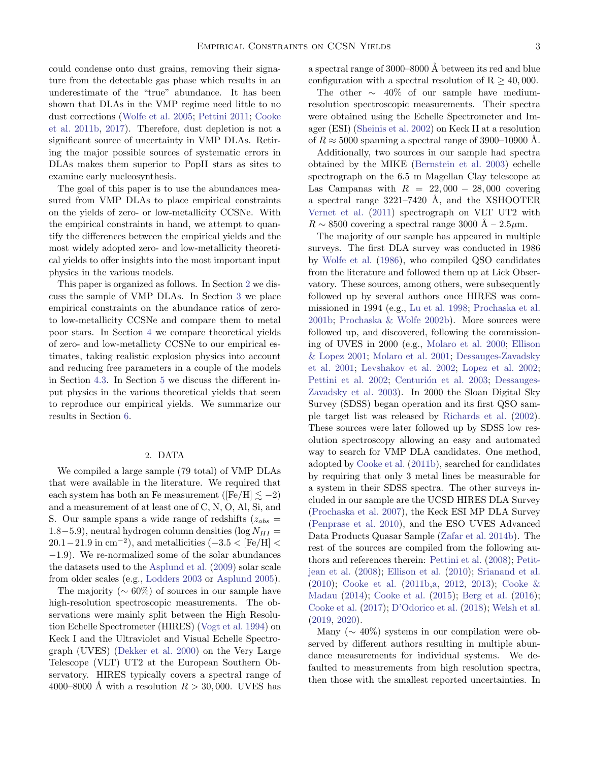could condense onto dust grains, removing their signature from the detectable gas phase which results in an underestimate of the "true" abundance. It has been shown that DLAs in the VMP regime need little to no dust corrections (Wolfe et al. 2005; Pettini 2011; Cooke et al. 2011b, 2017). Therefore, dust depletion is not a significant source of uncertainty in VMP DLAs. Retiring the major possible sources of systematic errors in DLAs makes them superior to PopII stars as sites to examine early nucleosynthesis.

The goal of this paper is to use the abundances measured from VMP DLAs to place empirical constraints on the yields of zero- or low-metallicity CCSNe. With the empirical constraints in hand, we attempt to quantify the differences between the empirical yields and the most widely adopted zero- and low-metallicity theoretical yields to offer insights into the most important input physics in the various models.

This paper is organized as follows. In Section 2 we discuss the sample of VMP DLAs. In Section 3 we place empirical constraints on the abundance ratios of zero- to low-metallicity CCSNe and compare them to metal poor stars. In Section 4 we compare theoretical yields of zero- and low-metallicty CCSNe to our empirical estimates, taking realistic explosion physics into account and reducing free parameters in a couple of the models in Section 4.3. In Section 5 we discuss the different input physics in the various theoretical yields that seem to reproduce our empirical yields. We summarize our results in Section 6.

## 2. DATA

We compiled a large sample (79 total) of VMP DLAs that were available in the literature. We required that each system has both an Fe measurement ([Fe/H] $\lesssim -2$) and a measurement of at least one of C, N, O, Al, Si, and S. Our sample spans a wide range of redshifts ($z_{abs} = 1.8-5.9$), neutral hydrogen column densities ($\log N_{HI} = 20.1-21.9$ in cm$^{-2}$), and metallicities ($-3.5 <$ [Fe/H] $< -1.9$). We re-normalized some of the solar abundances the datasets used to the Asplund et al. (2009) solar scale from older scales (e.g., Lodders 2003 or Asplund 2005).

The majority ($\sim 60\%$) of sources in our sample have high-resolution spectroscopic measurements. The observations were mainly split between the High Resolution Echelle Spectrometer (HIRES) (Vogt et al. 1994) on Keck I and the Ultraviolet and Visual Echelle Spectrograph (UVES) (Dekker et al. 2000) on the Very Large Telescope (VLT) UT2 at the European Southern Observatory. HIRES typically covers a spectral range of 4000–8000 Å with a resolution $R > 30,000$. UVES has a spectral range of 3000–8000 Å between its red and blue configuration with a spectral resolution of R $\geq 40,000$.

The other $\sim$ 40% of our sample have medium-resolution spectroscopic measurements. Their spectra were obtained using the Echelle Spectrometer and Imager (ESI) (Sheinis et al. 2002) on Keck II at a resolution of $R \approx 5000$ spanning a spectral range of 3900–10900 Å.

Additionally, two sources in our sample had spectra obtained by the MIKE (Bernstein et al. 2003) echelle spectrograph on the 6.5 m Magellan Clay telescope at Las Campanas with $R = 22,000 - 28,000$ covering a spectral range 3221–7420 Å, and the XSHOOTER Vernet et al. (2011) spectrograph on VLT UT2 with $R \sim 8500$ covering a spectral range 3000 Å – 2.5$\mu$m.

The majority of our sample has appeared in multiple surveys. The first DLA survey was conducted in 1986 by Wolfe et al. (1986), who compiled QSO candidates from the literature and followed them up at Lick Observatory. These sources, among others, were subsequently followed up by several authors once HIRES was commissioned in 1994 (e.g., Lu et al. 1998; Prochaska et al. 2001b; Prochaska & Wolfe 2002b). More sources were followed up, and discovered, following the commissioning of UVES in 2000 (e.g., Molaro et al. 2000; Ellison & Lopez 2001; Molaro et al. 2001; Dessauges-Zavadsky et al. 2001; Levshakov et al. 2002; Lopez et al. 2002; Pettini et al. 2002; Centurión et al. 2003; Dessauges-Zavadsky et al. 2003). In 2000 the Sloan Digital Sky Survey (SDSS) began operation and its first QSO sample target list was released by Richards et al. (2002). These sources were later followed up by SDSS low resolution spectroscopy allowing an easy and automated way to search for VMP DLA candidates. One method, adopted by Cooke et al. (2011b), searched for candidates by requiring that only 3 metal lines be measurable for a system in their SDSS spectra. The other surveys included in our sample are the UCSD HIRES DLA Survey (Prochaska et al. 2007), the Keck ESI MP DLA Survey (Penprase et al. 2010), and the ESO UVES Advanced Data Products Quasar Sample (Zafar et al. 2014b). The rest of the sources are compiled from the following authors and references therein: Pettini et al. (2008); Petitjean et al. (2008); Ellison et al. (2010); Srianand et al. (2010); Cooke et al. (2011b,a, 2012, 2013); Cooke & Madau (2014); Cooke et al. (2015); Berg et al. (2016); Cooke et al. (2017); D'Odorico et al. (2018); Welsh et al. (2019, 2020).

Many ($\sim$ 40%) systems in our compilation were observed by different authors resulting in multiple abundance measurements for individual systems. We defaulted to measurements from high resolution spectra, then those with the smallest reported uncertainties. In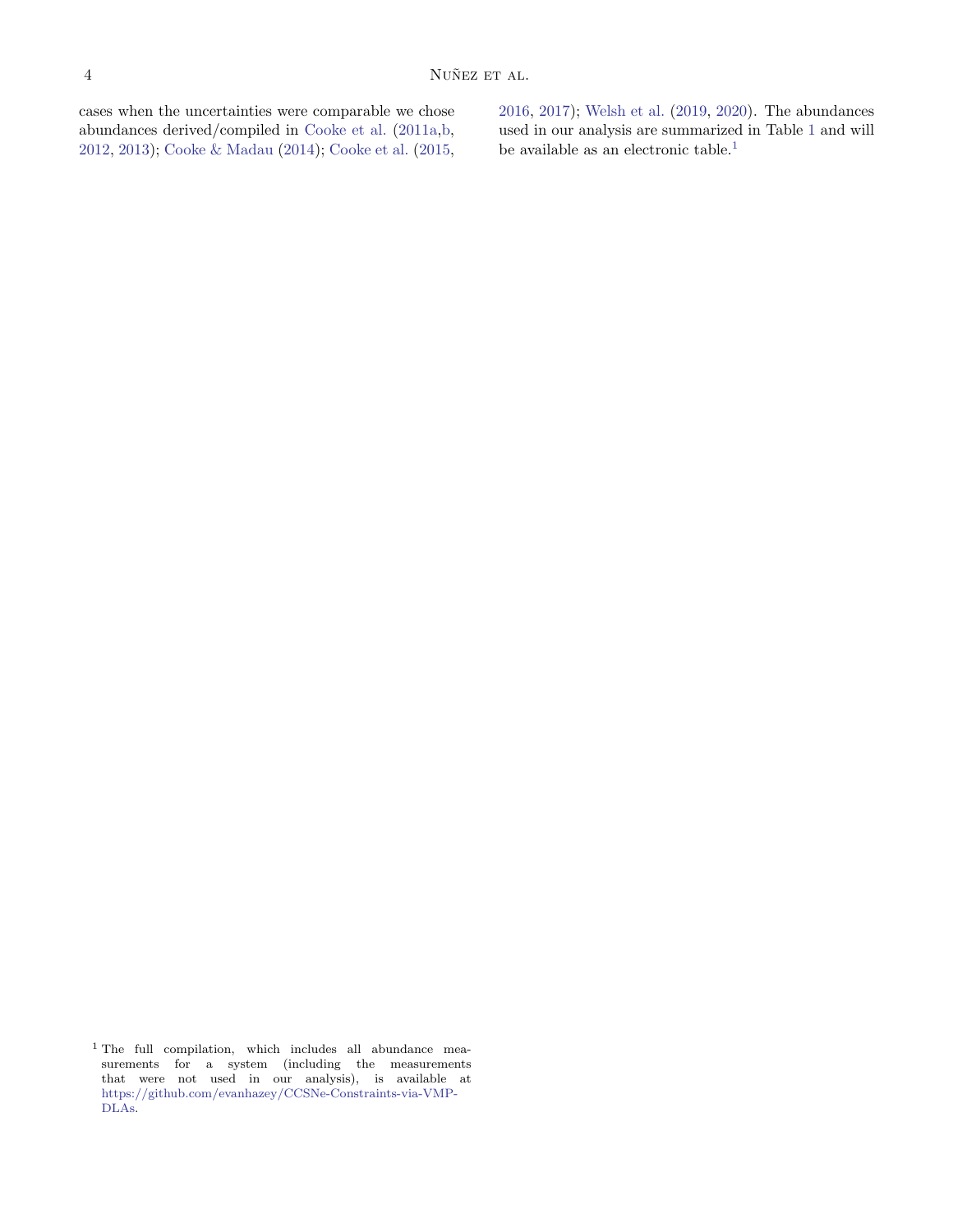cases when the uncertainties were comparable we chose abundances derived/compiled in Cooke et al. (2011a,b, 2012, 2013); Cooke & Madau (2014); Cooke et al. (2015, 2016, 2017); Welsh et al. (2019, 2020). The abundances used in our analysis are summarized in Table 1 and will be available as an electronic table.[1]

[1] The full compilation, which includes all abundance measurements for a system (including the measurements that were not used in our analysis), is available at https://github.com/evanhazey/CCSNe-Constraints-via-VMP-DLAs.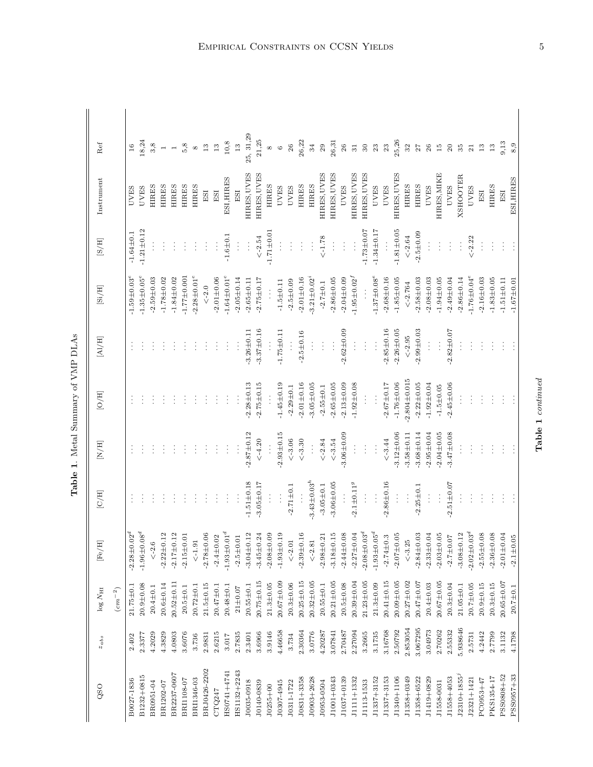**Table 1**. Metal Summary of VMP DLAs

| QSO | $z_{abs}$ | $\log N_{\rm HI}$ $(cm^{-2})$ | [Fe/H] | [C/H] | [N/H] | [O/H] | [Al/H] | [Si/H] | [S/H] | Instrument | Ref |
|---|---|---|---|---|---|---|---|---|---|---|---|
| B0027-1836 | 2.402 | 21.75±0.1 | -2.28±0.02[d] | ... | ... | ... | ... | -1.59±0.03[e] | -1.64±0.1 | UVES | 16 |
| B1232+0815 | 2.3377 | 20.9±0.08 | -1.96±0.08[d] | ... | ... | ... | ... | -1.35±0.05[e] | -1.21±0.12 | UVES | 18,24 |
| BR0951-04 | 4.2029 | 20.4±0.1 | <-2.6 | ... | ... | ... | ... | -2.59±0.03 | ... | HIRES | 3,8 |
| BR1202-07 | 4.3829 | 20.6±0.14 | -2.22±0.12 | ... | ... | ... | ... | -1.78±0.02 | ... | HIRES | 1 |
| BR2237-0607 | 4.0803 | 20.52±0.11 | -2.17±0.12 | ... | ... | ... | ... | -1.84±0.02 | ... | HIRES | 1 |
| BRI1108-07 | 3.6076 | 20.5±0.1 | -2.15±0.01 | ... | ... | ... | ... | -1.77±0.001 | ... | HIRES | 5,8 |
| BRI1346-03 | 3.736 | 20.72±0.1 | <-1.91 | ... | ... | ... | ... | -2.28±0.01[e] | ... | HIRES | 8 |
| BRJ0426-2202 | 2.9831 | 21.5±0.15 | -2.78±0.06 | ... | ... | ... | ... | <-2.0 | ... | ESI | 13 |
| CTQ247 | 2.6215 | 20.47±0.1 | -2.4±0.02 | ... | ... | ... | ... | -2.01±0.06 | ... | ESI | 13 |
| HS0741+4741 | 3.017 | 20.48±0.1 | -1.93±0.01[d] | ... | ... | ... | ... | -1.64±0.01[e] | -1.6±0.1 | ESI,HIRES | 10,8 |
| HS1132+2243 | 2.7835 | 21±0.07 | -2.5±0.01 | ... | ... | ... | ... | -2.05±0.14 | ... | ESI | 13 |
| J0035-0918 | 2.3401 | 20.55±0.1 | -3.04±0.12 | -1.51±0.18 | -2.87±0.12 | -2.28±0.13 | -3.26±0.11 | -2.65±0.11 | ... | HIRES,UVES | 25, 31,29 |
| J0140-0839 | 3.6966 | 20.75±0.15 | -3.45±0.24 | -3.05±0.17 | <-4.20 | -2.75±0.15 | -3.37±0.16 | -2.75±0.17 | <-2.54 | HIRES,UVES | 21,25 |
| J0255+00 | 3.9146 | 21.3±0.05 | -2.08±0.09 | ... | ... | ... | ... | ... | -1.71±0.01 | HIRES | 8 |
| J0307-4945 | 4.46658 | 20.67±0.09 | -1.93±0.19 | ... | -2.93±0.15 | -1.45±0.19 | -1.75±0.11 | -1.5±0.11 | ... | UVES | 6 |
| J0311-1722 | 3.734 | 20.3±0.06 | <-2.01 | -2.71±0.1 | <-3.06 | -2.29±0.1 | ... | -2.5±0.09 | ... | UVES | 26 |
| J0831+3358 | 2.30364 | 20.25±0.15 | -2.39±0.16 | ... | <-3.30 | -2.01±0.16 | -2.5±0.16 | -2.01±0.16 | ... | HIRES | 26,22 |
| J0903+2628 | 3.0776 | 20.32±0.05 | <-2.81 | -3.43±0.03[h] | ... | -3.05±0.05 | ... | -3.21±0.02[i] | ... | HIRES | 34 |
| J0953-0504 | 4.20287 | 20.55±0.1 | -2.98±0.21 | -3.05±0.1 | <-2.84 | -2.55±0.1 | ... | -2.7±0.1 | <-1.78 | HIRES,UVES | 29 |
| J1001+0343 | 3.07841 | 20.21±0.05 | -3.18±0.15 | -3.06±0.05 | <-3.54 | -2.65±0.05 | ... | -2.86±0.05 | ... | HIRES,UVES | 26,31 |
| J1037+0139 | 2.70487 | 20.5±0.08 | -2.44±0.08 | ... | -3.06±0.09 | -2.13±0.09 | -2.62±0.09 | -2.04±0.09 | ... | UVES | 26 |
| J1111+1332 | 2.27094 | 20.39±0.04 | -2.27±0.04 | -2.1±0.11[g] | ... | -1.92±0.08 | ... | -1.95±0.02[f] | ... | HIRES,UVES | 31 |
| J1113-1533 | 3.2665 | 21.23±0.05 | -2.08±0.03[d] | ... | ... | ... | ... | ... | -1.73±0.07 | HIRES,UVES | 30 |
| J1337+3152 | 3.1735 | 21.3±0.09 | -1.93±0.05[d] | ... | ... | ... | ... | -1.37±0.08[e] | -1.34±0.17 | UVES | 23 |
| J1337+3153 | 3.16768 | 20.41±0.15 | -2.74±0.3 | -2.86±0.16 | <-3.44 | -2.67±0.17 | -2.85±0.16 | -2.68±0.16 | ... | UVES | 23 |
| J1340+1106 | 2.50792 | 20.09±0.05 | -2.07±0.05 | ... | -3.12±0.06 | -1.76±0.06 | -2.26±0.05 | -1.85±0.05 | -1.81±0.05 | HIRES,UVES | 25,26 |
| J1358+0349 | 2.853054 | 20.27±0.02 | <-3.25 | ... | -3.58±0.11 | -2.804±0.015 | <-2.95 | <-2.764 | <-2.64 | HIRES | 32 |
| J1358+6522 | 3.067295 | 20.47±0.07 | -2.84±0.03 | -2.25±0.1 | -3.68±0.14 | -2.22±0.05 | -2.99±0.03 | -2.58±0.03 | -2.5±0.09 | HIRES | 27 |
| J1419+0829 | 3.04973 | 20.4±0.03 | -2.33±0.04 | ... | -2.95±0.04 | -1.92±0.04 | ... | -2.08±0.03 | ... | UVES | 26 |
| J1558-0031 | 2.70262 | 20.67±0.05 | -2.03±0.05 | ... | -2.04±0.05 | -1.5±0.05 | ... | -1.94±0.05 | ... | HIRES,MIKE | 15 |
| J1558+4053 | 2.55332 | 20.3±0.04 | -2.7±0.07 | -2.51±0.07 | -3.47±0.08 | -2.45±0.06 | -2.82±0.07 | -2.49±0.04 | ... | UVES | 20 |
| J2310+1855[j] | 5.938646 | 21.05±0.1 | -3.08±0.12 | ... | ... | ... | ... | -2.86±0.14 | ... | XSHOOTER | 35 |
| J2321+1421 | 2.5731 | 20.7±0.05 | -2.02±0.03[d] | ... | ... | ... | ... | -1.76±0.04[e] | <-2.22 | UVES | 21 |
| PC0953+47 | 4.2442 | 20.9±0.15 | -2.55±0.08 | ... | ... | ... | ... | -2.16±0.03 | ... | ESI | 13 |
| PKS1354-17 | 2.7799 | 20.3±0.15 | -2.36±0.08 | ... | ... | ... | ... | -1.83±0.05 | ... | HIRES | 13 |
| PSS0808+52 | 3.1132 | 20.65±0.07 | -2.01±0.04 | ... | ... | ... | ... | -1.51±0.11 | ... | ESI | 9,13 |
| PSS0957+33 | 4.1798 | 20.7±0.1 | -2.1±0.05 | ... | ... | ... | ... | -1.67±0.01 | ... | ESI,HIRES | 8,9 |

**Table 1** *continued*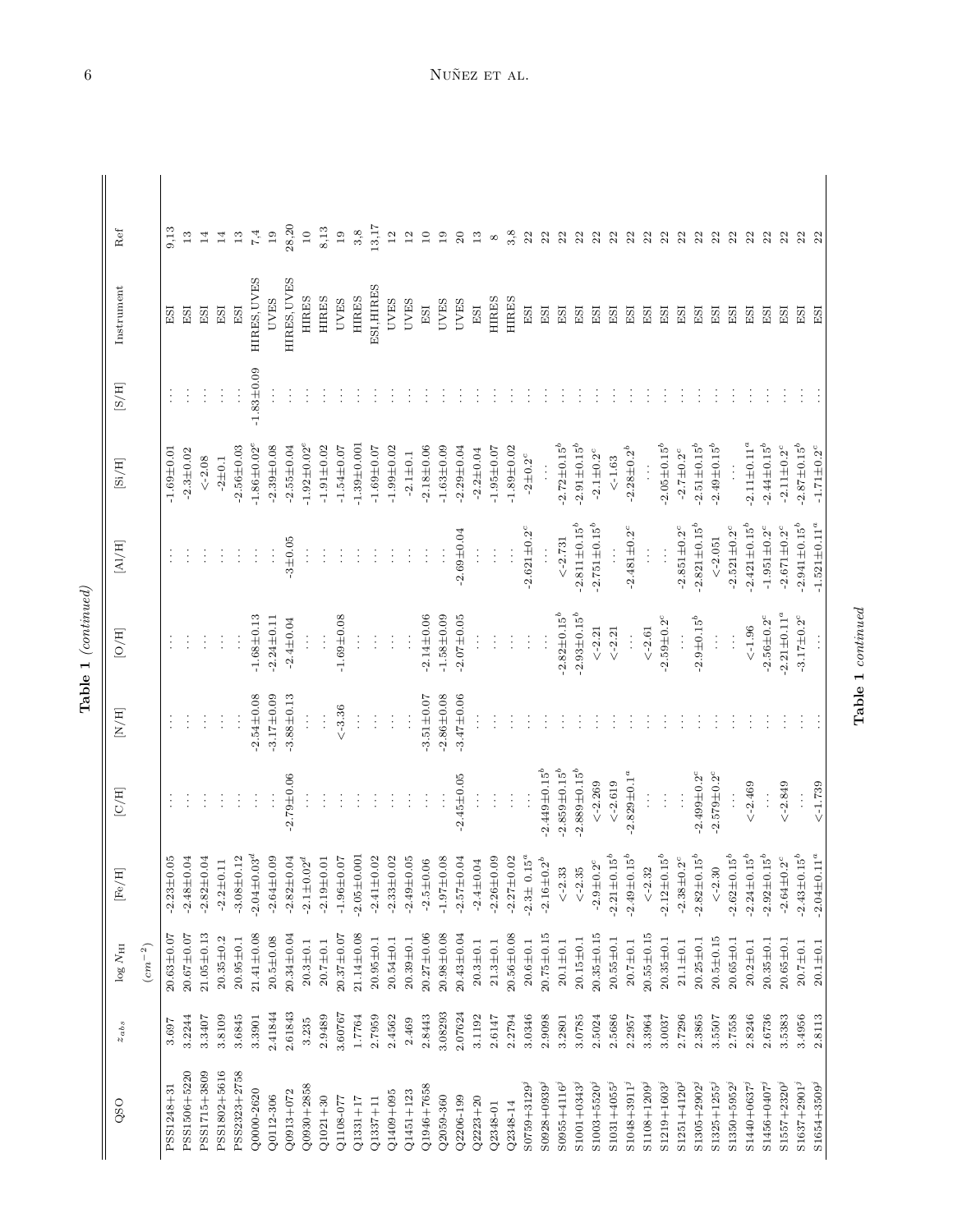**Table 1** *(continued)*

| QSO | $z_{abs}$ | $\log N_{\rm HI}$ $(cm^{-2})$ | [Fe/H] | [C/H] | [N/H] | [O/H] | [Al/H] | [Si/H] | [S/H] | Instrument | Ref |
|---|---|---|---|---|---|---|---|---|---|---|---|
| PSS1248+31 | 3.697 | 20.63±0.07 | -2.23±0.05 | … | … | … | … | -1.69±0.01 | … | ESI | 9,13 |
| PSS1506+5220 | 3.2244 | 20.67±0.07 | -2.48±0.04 | … | … | … | … | -2.3±0.02 | … | ESI | 13 |
| PSS1715+3809 | 3.3407 | 21.05±0.13 | -2.82±0.04 | … | … | … | … | <-2.08 | … | ESI | 14 |
| PSS1802+5616 | 3.8109 | 20.35±0.2 | -2.2±0.11 | … | … | … | … | -2±0.1 | … | ESI | 14 |
| PSS2323+2758 | 3.6845 | 20.95±0.1 | -3.08±0.12 | … | … | … | … | -2.56±0.03 | … | ESI | 13 |
| Q0000-2620 | 3.3901 | 21.41±0.08 | -2.04±0.03[d] | … | -2.54±0.08 | -1.68±0.13 | … | -1.86±0.02[e] | -1.83±0.09 | HIRES,UVES | 7,4 |
| Q0112-306 | 2.41844 | 20.5±0.08 | -2.64±0.09 | … | -3.17±0.09 | -2.24±0.11 | … | -2.39±0.08 | … | UVES | 19 |
| Q0913+072 | 2.61843 | 20.34±0.04 | -2.82±0.04 | -2.79±0.06 | -3.88±0.13 | -2.4±0.04 | -3±0.05 | -2.55±0.04 | … | HIRES,UVES | 28,20 |
| Q0930+2858 | 3.235 | 20.3±0.1 | -2.1±0.02[d] | … | … | … | … | -1.92±0.02[e] | … | HIRES | 10 |
| Q1021+30 | 2.9489 | 20.7±0.1 | -2.19±0.01 | … | … | … | … | -1.91±0.02 | … | HIRES | 8,13 |
| Q1108-077 | 3.60767 | 20.37±0.07 | -1.96±0.07 | … | <-3.36 | -1.69±0.08 | … | -1.54±0.07 | … | UVES | 19 |
| Q1331+17 | 1.7764 | 21.14±0.08 | -2.05±0.001 | … | … | … | … | -1.39±0.001 | … | HIRES | 3,8 |
| Q1337+11 | 2.7959 | 20.95±0.1 | -2.41±0.02 | … | … | … | … | -1.69±0.07 | … | ESI,HIRES | 13,17 |
| Q1409+095 | 2.4562 | 20.54±0.1 | -2.33±0.02 | … | … | … | … | -1.99±0.02 | … | UVES | 12 |
| Q1451+123 | 2.469 | 20.39±0.1 | -2.49±0.05 | … | … | … | … | -2.1±0.1 | … | UVES | 12 |
| Q1946+7658 | 2.8443 | 20.27±0.06 | -2.5±0.06 | … | -3.51±0.07 | -2.14±0.06 | … | -2.18±0.06 | … | ESI | 10 |
| Q2059-360 | 3.08293 | 20.98±0.08 | -1.97±0.08 | … | -2.86±0.08 | -1.58±0.09 | … | -1.63±0.09 | … | UVES | 19 |
| Q2206-199 | 2.07624 | 20.43±0.04 | -2.57±0.04 | -2.45±0.05 | -3.47±0.06 | -2.07±0.05 | -2.69±0.04 | -2.29±0.04 | … | UVES | 20 |
| Q2223+20 | 3.1192 | 20.3±0.1 | -2.4±0.04 | … | … | … | … | -2.2±0.04 | … | ESI | 13 |
| Q2348-01 | 2.6147 | 21.3±0.1 | -2.26±0.09 | … | … | … | … | -1.95±0.07 | … | HIRES | 8 |
| Q2348-14 | 2.2794 | 20.56±0.08 | -2.27±0.02 | … | … | … | … | -1.89±0.02 | … | HIRES | 3,8 |
| S0759+3129[j] | 3.0346 | 20.6±0.1 | -2.3± 0.15[a] | … | … | … | -2.621±0.2[c] | -2±0.2[c] | … | ESI | 22 |
| S0928+0939[j] | 2.9098 | 20.75±0.15 | -2.16±0.2[b] | -2.449±0.15[b] | … | … | … | … | … | ESI | 22 |
| S0955+4116[j] | 3.2801 | 20.1±0.1 | <-2.33 | -2.859±0.15[b] | … | -2.82±0.15[b] | <-2.731 | -2.72±0.15[b] | … | ESI | 22 |
| S1001+0343[j] | 3.0785 | 20.15±0.1 | <-2.35 | -2.889±0.15[b] | … | -2.93±0.15[b] | -2.811±0.15[b] | -2.91±0.15[b] | … | ESI | 22 |
| S1003+5520[j] | 2.5024 | 20.35±0.15 | -2.9±0.2[c] | <-2.269 | … | <-2.21 | -2.751±0.15[b] | -2.1±0.2[c] | … | ESI | 22 |
| S1031+4055[j] | 2.5686 | 20.55±0.1 | -2.21±0.15[b] | <-2.619 | … | <-2.21 | … | <-1.63 | … | ESI | 22 |
| S1048+3911[j] | 2.2957 | 20.7±0.1 | -2.49±0.15[b] | -2.829±0.1[a] | … | … | -2.481±0.2[c] | -2.28±0.2[b] | … | ESI | 22 |
| S1108+1209[j] | 3.3964 | 20.55±0.15 | <-2.32 | … | … | <-2.61 | … | … | … | ESI | 22 |
| S1219+1603[j] | 3.0037 | 20.35±0.1 | -2.12±0.15[b] | … | … | -2.59±0.2[c] | … | -2.05±0.15[b] | … | ESI | 22 |
| S1251+4120[j] | 2.7296 | 21.1±0.1 | -2.38±0.2[c] | … | … | … | -2.851±0.2[c] | -2.7±0.2[c] | … | ESI | 22 |
| S1305+2902[j] | 2.3865 | 20.25±0.1 | -2.82±0.15[b] | -2.499±0.2[c] | … | -2.9±0.15[b] | -2.821±0.15[b] | -2.51±0.15[b] | … | ESI | 22 |
| S1325+1255[j] | 3.5507 | 20.5±0.15 | <-2.30 | -2.579±0.2[c] | … | … | <-2.051 | -2.49±0.15[b] | … | ESI | 22 |
| S1350+5952[j] | 2.7558 | 20.65±0.1 | -2.62±0.15[b] | … | … | … | -2.521±0.2[c] | … | … | ESI | 22 |
| S1440+0637[j] | 2.8246 | 20.2±0.1 | -2.24±0.15[b] | <-2.469 | … | <-1.96 | -2.421±0.15[b] | -2.11±0.11[a] | … | ESI | 22 |
| S1456+0407[j] | 2.6736 | 20.35±0.1 | -2.92±0.15[b] | … | … | -2.56±0.2[c] | -1.951±0.2[c] | -2.44±0.15[b] | … | ESI | 22 |
| S1557+2320[j] | 3.5383 | 20.65±0.1 | -2.64±0.2[c] | <-2.849 | … | -2.21±0.11[a] | -2.671±0.2[c] | -2.11±0.2[c] | … | ESI | 22 |
| S1637+2901[j] | 3.4956 | 20.7±0.1 | -2.43±0.15[b] | … | … | -3.17±0.2[c] | -2.941±0.15[b] | -2.87±0.15[b] | … | ESI | 22 |
| S1654+3509[j] | 2.8113 | 20.1±0.1 | -2.04±0.11[a] | <-1.739 | … | … | -1.521±0.11[a] | -1.71±0.2[c] | … | ESI | 22 |

**Table 1** *continued*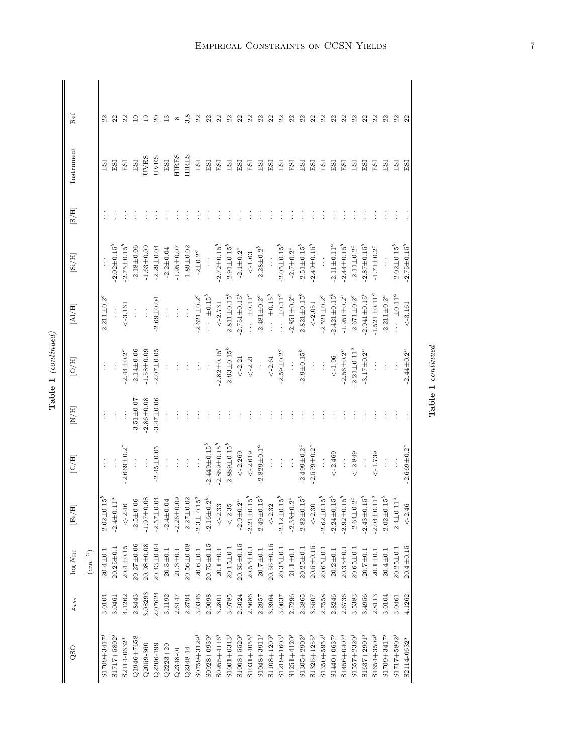**Table 1** *(continued)*

| QSO | $z_{abs}$ | $\log N_{\rm HI}$ | [Fe/H] | [C/H] | [N/H] | [O/H] | [Al/H] | [Si/H] | [S/H] | Instrument | Ref |
|---|---|---|---|---|---|---|---|---|---|---|---|
| | | $(cm^{-2})$ | | | | | | | | | |
| S1709+3417[J] | 3.0104 | 20.4±0.1 | -2.02±0.15[b] | ... | ... | ... | -2.211±0.2[c] | ... | ... | ESI | 22 |
| S1717+5802[J] | 3.0461 | 20.25±0.1 | -2.4±0.11[a] | ... | ... | ... | ... | -2.02±0.15[b] | ... | ESI | 22 |
| S2114-0632[J] | 4.1262 | 20.4±0.15 | <-2.46 | -2.669±0.2[c] | ... | -2.44±0.2[c] | <-3.161 | -2.75±0.15[b] | ... | ESI | 22 |
| Q1946+7658 | 2.8443 | 20.27±0.06 | -2.5±0.06 | ... | -3.51±0.07 | -2.14±0.06 | ... | -2.18±0.06 | ... | ESI | 10 |
| Q2059-360 | 3.08293 | 20.98±0.08 | -1.97±0.08 | ... | -2.86±0.08 | -1.58±0.09 | ... | -1.63±0.09 | ... | UVES | 19 |
| Q2206-199 | 2.07624 | 20.43±0.04 | -2.57±0.04 | -2.45±0.05 | -3.47±0.06 | -2.07±0.05 | -2.69±0.04 | -2.29±0.04 | ... | UVES | 20 |
| Q2223+20 | 3.1192 | 20.3±0.1 | -2.4±0.04 | ... | ... | ... | ... | -2.2±0.04 | ... | ESI | 13 |
| Q2348-01 | 2.6147 | 21.3±0.1 | -2.26±0.09 | ... | ... | ... | ... | -1.95±0.07 | ... | HIRES | 8 |
| Q2348-14 | 2.2794 | 20.56±0.08 | -2.27±0.02 | ... | ... | ... | ... | -1.89±0.02 | ... | HIRES | 3,8 |
| S0759+3129[J] | 3.0346 | 20.6±0.1 | -2.3± 0.15[a] | ... | ... | ... | -2.621±0.2[c] | -2±0.2[c] | ... | ESI | 22 |
| S0928+0939[J] | 2.9098 | 20.75±0.15 | -2.16±0.2[b] | -2.449±0.15[b] | ... | ... | ... ±0.15[b] | ... | ... | ESI | 22 |
| S0955+4116[J] | 3.2801 | 20.1±0.1 | <-2.33 | -2.859±0.15[b] | ... | -2.82±0.15[b] | <-2.731 | -2.72±0.15[b] | ... | ESI | 22 |
| S1001+0343[J] | 3.0785 | 20.15±0.1 | <-2.35 | -2.889±0.15[b] | ... | -2.93±0.15[b] | -2.811±0.15[b] | -2.91±0.15[b] | ... | ESI | 22 |
| S1003+5520[J] | 2.5024 | 20.35±0.15 | -2.9±0.2[c] | <-2.269 | ... | <-2.21 | -2.751±0.15[b] | -2.1±0.2[c] | ... | ESI | 22 |
| S1031+4055[J] | 2.5686 | 20.55±0.1 | -2.21±0.15[b] | <-2.619 | ... | <-2.21 | ... ±0.11[a] | <-1.63 | ... | ESI | 22 |
| S1048+3911[J] | 2.2957 | 20.7±0.1 | -2.49±0.15[b] | -2.829±0.1[a] | ... | ... | -2.481±0.2[c] | -2.28±0.2[b] | ... | ESI | 22 |
| S1108+1209[J] | 3.3964 | 20.55±0.15 | <-2.32 | ... | ... | <-2.61 | ... ±0.15[b] | ... | ... | ESI | 22 |
| S1219+1603[J] | 3.0037 | 20.35±0.1 | -2.12±0.15[b] | ... | ... | -2.59±0.2[c] | ... ±0.11[a] | -2.05±0.15[b] | ... | ESI | 22 |
| S1251+4120[J] | 2.7296 | 21.1±0.1 | -2.38±0.2[c] | ... | ... | ... | -2.851±0.2[c] | -2.7±0.2[c] | ... | ESI | 22 |
| S1305+2902[J] | 2.3865 | 20.25±0.1 | -2.82±0.15[b] | -2.499±0.2[c] | ... | -2.9±0.15[b] | -2.821±0.15[b] | -2.51±0.15[b] | ... | ESI | 22 |
| S1325+1255[J] | 3.5507 | 20.5±0.15 | <-2.30 | -2.579±0.2[c] | ... | ... | <-2.051 | -2.49±0.15[b] | ... | ESI | 22 |
| S1350+5952[J] | 2.7558 | 20.65±0.1 | -2.62±0.15[b] | ... | ... | ... | -2.521±0.2[c] | ... | ... | ESI | 22 |
| S1440+0637[J] | 2.8246 | 20.2±0.1 | -2.24±0.15[b] | <-2.469 | ... | <-1.96 | -2.421±0.15[b] | -2.11±0.11[a] | ... | ESI | 22 |
| S1456+0407[J] | 2.6736 | 20.35±0.1 | -2.92±0.15[b] | ... | ... | -2.56±0.2[c] | -1.951±0.2[c] | -2.44±0.15[b] | ... | ESI | 22 |
| S1557+2320[J] | 3.5383 | 20.65±0.1 | -2.64±0.2[c] | <-2.849 | ... | -2.21±0.11[a] | -2.671±0.2[c] | -2.11±0.2[c] | ... | ESI | 22 |
| S1637+2901[J] | 3.4956 | 20.7±0.1 | -2.43±0.15[b] | ... | ... | -3.17±0.2[c] | -2.941±0.15[b] | -2.87±0.15[b] | ... | ESI | 22 |
| S1654+3509[J] | 2.8113 | 20.1±0.1 | -2.04±0.11[a] | <-1.739 | ... | ... | -1.521±0.11[a] | -1.71±0.2[c] | ... | ESI | 22 |
| S1709+3417[J] | 3.0104 | 20.4±0.1 | -2.02±0.15[b] | ... | ... | ... | -2.211±0.2[c] | ... | ... | ESI | 22 |
| S1717+5802[J] | 3.0461 | 20.25±0.1 | -2.4±0.11[a] | ... | ... | ... | ... ±0.11[a] | -2.02±0.15[b] | ... | ESI | 22 |
| S2114-0632[J] | 4.1262 | 20.4±0.15 | <-2.46 | -2.669±0.2[c] | ... | -2.44±0.2[c] | <-3.161 | -2.75±0.15[b] | ... | ESI | 22 |

**Table 1** *continued*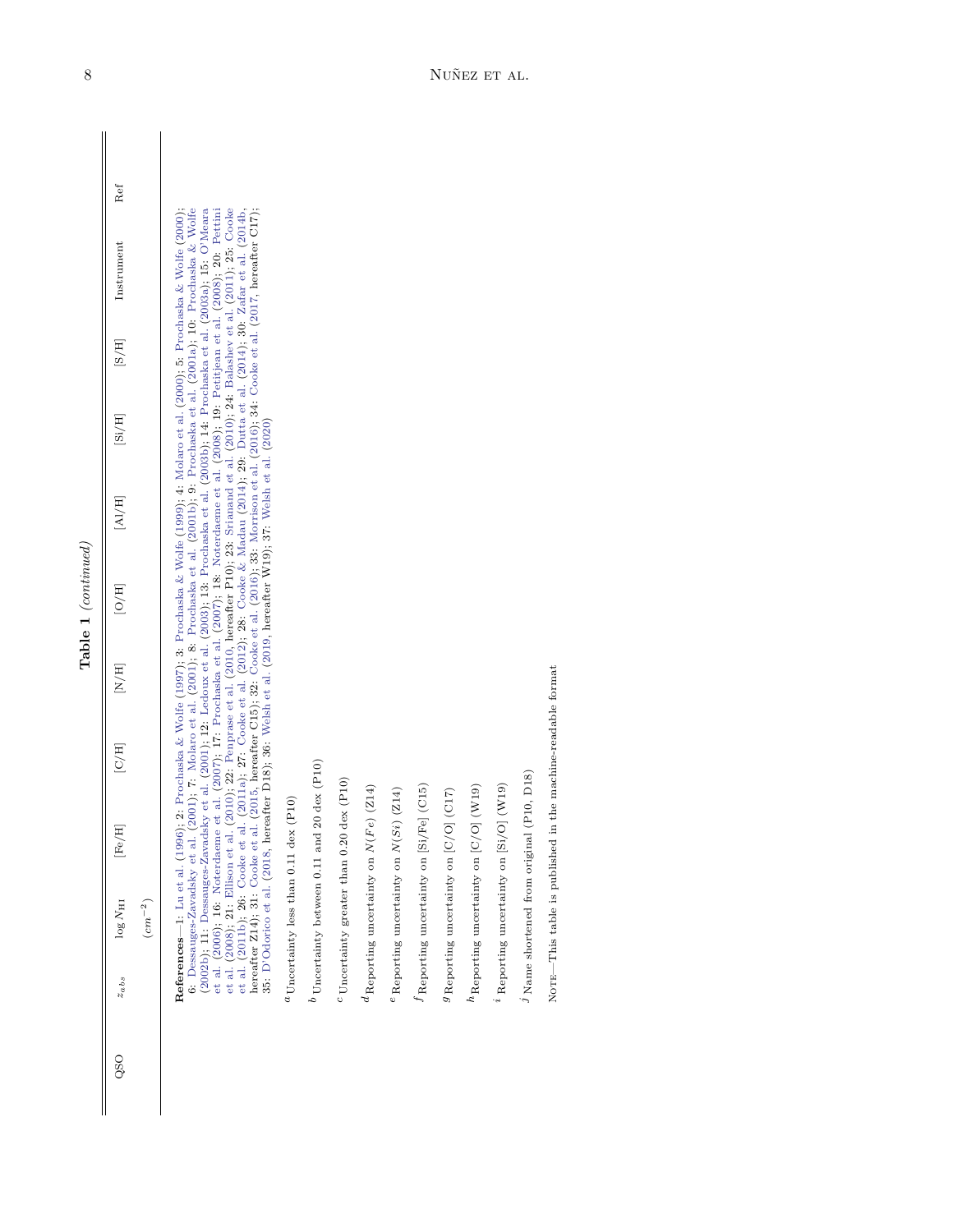**Table 1** *(continued)*

| QSO | $z_{abs}$ | $\log N_{\rm HI}$ ($cm^{-2}$) | [Fe/H] | [C/H] | [N/H] | [O/H] | [Al/H] | [Si/H] | [S/H] | Instrument | Ref |
|---|---|---|---|---|---|---|---|---|---|---|---|

**References**—1: Lu et al. (1996); 2: Prochaska & Wolfe (1997); 3: Prochaska & Wolfe (1999); 4: Molaro et al. (2000); 5: Prochaska & Wolfe (2000); 6: Dessauges-Zavadsky et al. (2001); 7: Molaro et al. (2001); 8: Prochaska et al. (2001b); 9: Prochaska et al. (2001a); 10: Prochaska & Wolfe (2002b); 11: Dessauges-Zavadsky et al. (2001); 12: Ledoux et al. (2003); 13: Prochaska et al. (2003b); 14: Prochaska et al. (2003a); 15: O'Meara et al. (2006); 16: Noterdaeme et al. (2007); 17: Prochaska et al. (2007); 18: Noterdaeme et al. (2008); 19: Petitjean et al. (2008); 20: Pettini et al. (2008); 21: Ellison et al. (2010); 22: Penprase et al. (2010, hereafter P10); 23: Srianand et al. (2010); 24: Balashev et al. (2011); 25: Cooke et al. (2011b); 26: Cooke et al. (2011a); 27: Cooke et al. (2012); 28: Cooke & Madau (2014); 29: Dutta et al. (2014); 30: Zafar et al. (2014b, hereafter Z14); 31: Cooke et al. (2015, hereafter C15); 32: Cooke et al. (2016); 33: Morrison et al. (2016); 34: Cooke et al. (2017, hereafter C17); 35: D'Odorico et al. (2018, hereafter D18); 36: Welsh et al. (2019, hereafter W19); 37: Welsh et al. (2020)

[a] Uncertainty less than 0.11 dex (P10)

[b] Uncertainty between 0.11 and 20 dex (P10)

[c] Uncertainty greater than 0.20 dex (P10)

[d] Reporting uncertainty on $N(Fe)$ (Z14)

[e] Reporting uncertainty on $N(Si)$ (Z14)

[f] Reporting uncertainty on [Si/Fe] (C15)

[g] Reporting uncertainty on [C/O] (C17)

[h] Reporting uncertainty on [C/O] (W19)

[i] Reporting uncertainty on [Si/O] (W19)

[j] Name shortened from original (P10, D18)

Note—This table is published in the machine-readable format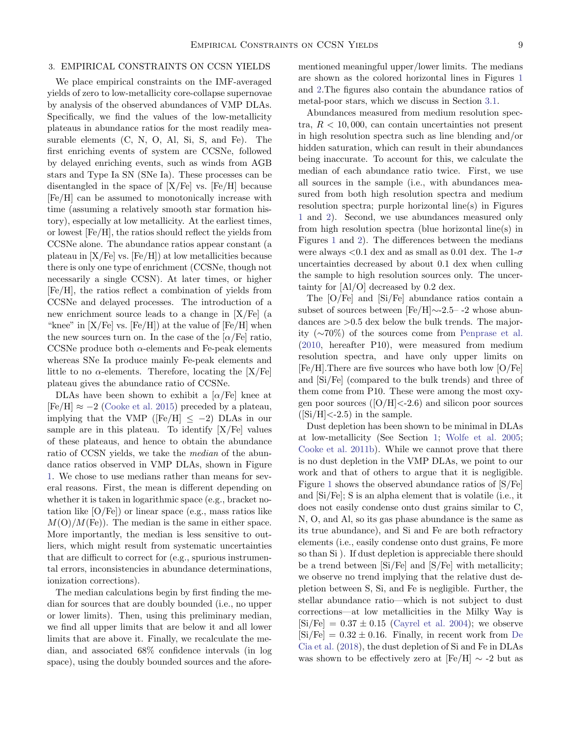## 3. EMPIRICAL CONSTRAINTS ON CCSN YIELDS

We place empirical constraints on the IMF-averaged yields of zero to low-metallicity core-collapse supernovae by analysis of the observed abundances of VMP DLAs. Specifically, we find the values of the low-metallicity plateaus in abundance ratios for the most readily measurable elements (C, N, O, Al, Si, S, and Fe). The first enriching events of system are CCSNe, followed by delayed enriching events, such as winds from AGB stars and Type Ia SN (SNe Ia). These processes can be disentangled in the space of [X/Fe] vs. [Fe/H] because [Fe/H] can be assumed to monotonically increase with time (assuming a relatively smooth star formation history), especially at low metallicity. At the earliest times, or lowest [Fe/H], the ratios should reflect the yields from CCSNe alone. The abundance ratios appear constant (a plateau in [X/Fe] vs. [Fe/H]) at low metallicities because there is only one type of enrichment (CCSNe, though not necessarily a single CCSN). At later times, or higher [Fe/H], the ratios reflect a combination of yields from CCSNe and delayed processes. The introduction of a new enrichment source leads to a change in [X/Fe] (a "knee" in [X/Fe] vs. [Fe/H]) at the value of [Fe/H] when the new sources turn on. In the case of the [$\alpha$/Fe] ratio, CCSNe produce both $\alpha$-elements and Fe-peak elements whereas SNe Ia produce mainly Fe-peak elements and little to no $\alpha$-elements. Therefore, locating the [X/Fe] plateau gives the abundance ratio of CCSNe.

DLAs have been shown to exhibit a [$\alpha$/Fe] knee at [Fe/H] $\approx -2$ (Cooke et al. 2015) preceded by a plateau, implying that the VMP ([Fe/H] $\leq -2$) DLAs in our sample are in this plateau. To identify [X/Fe] values of these plateaus, and hence to obtain the abundance ratio of CCSN yields, we take the *median* of the abundance ratios observed in VMP DLAs, shown in Figure 1. We chose to use medians rather than means for several reasons. First, the mean is different depending on whether it is taken in logarithmic space (e.g., bracket notation like [O/Fe]) or linear space (e.g., mass ratios like $M(\mathrm{O})/M(\mathrm{Fe})$). The median is the same in either space. More importantly, the median is less sensitive to outliers, which might result from systematic uncertainties that are difficult to correct for (e.g., spurious instrumental errors, inconsistencies in abundance determinations, ionization corrections).

The median calculations begin by first finding the median for sources that are doubly bounded (i.e., no upper or lower limits). Then, using this preliminary median, we find all upper limits that are below it and all lower limits that are above it. Finally, we recalculate the median, and associated 68% confidence intervals (in log space), using the doubly bounded sources and the aforementioned meaningful upper/lower limits. The medians are shown as the colored horizontal lines in Figures 1 and 2.The figures also contain the abundance ratios of metal-poor stars, which we discuss in Section 3.1.

Abundances measured from medium resolution spectra, $R < 10,000$, can contain uncertainties not present in high resolution spectra such as line blending and/or hidden saturation, which can result in their abundances being inaccurate. To account for this, we calculate the median of each abundance ratio twice. First, we use all sources in the sample (i.e., with abundances measured from both high resolution spectra and medium resolution spectra; purple horizontal line(s) in Figures 1 and 2). Second, we use abundances measured only from high resolution spectra (blue horizontal line(s) in Figures 1 and 2). The differences between the medians were always <0.1 dex and as small as 0.01 dex. The 1-$\sigma$ uncertainties decreased by about 0.1 dex when culling the sample to high resolution sources only. The uncertainty for [Al/O] decreased by 0.2 dex.

The [O/Fe] and [Si/Fe] abundance ratios contain a subset of sources between [Fe/H]$\sim$-2.5– -2 whose abundances are >0.5 dex below the bulk trends. The majority ($\sim$70%) of the sources come from Penprase et al. (2010, hereafter P10), were measured from medium resolution spectra, and have only upper limits on [Fe/H].There are five sources who have both low [O/Fe] and [Si/Fe] (compared to the bulk trends) and three of them come from P10. These were among the most oxygen poor sources ([O/H]<-2.6) and silicon poor sources ([Si/H]<-2.5) in the sample.

Dust depletion has been shown to be minimal in DLAs at low-metallicity (See Section 1; Wolfe et al. 2005; Cooke et al. 2011b). While we cannot prove that there is no dust depletion in the VMP DLAs, we point to our work and that of others to argue that it is negligible. Figure 1 shows the observed abundance ratios of [S/Fe] and [Si/Fe]; S is an alpha element that is volatile (i.e., it does not easily condense onto dust grains similar to C, N, O, and Al, so its gas phase abundance is the same as its true abundance), and Si and Fe are both refractory elements (i.e., easily condense onto dust grains, Fe more so than Si ). If dust depletion is appreciable there should be a trend between [Si/Fe] and [S/Fe] with metallicity; we observe no trend implying that the relative dust depletion between S, Si, and Fe is negligible. Further, the stellar abundance ratio—which is not subject to dust corrections—at low metallicities in the Milky Way is [Si/Fe] $= 0.37 \pm 0.15$ (Cayrel et al. 2004); we observe [Si/Fe] $= 0.32 \pm 0.16$. Finally, in recent work from De Cia et al. (2018), the dust depletion of Si and Fe in DLAs was shown to be effectively zero at [Fe/H] $\sim$ -2 but as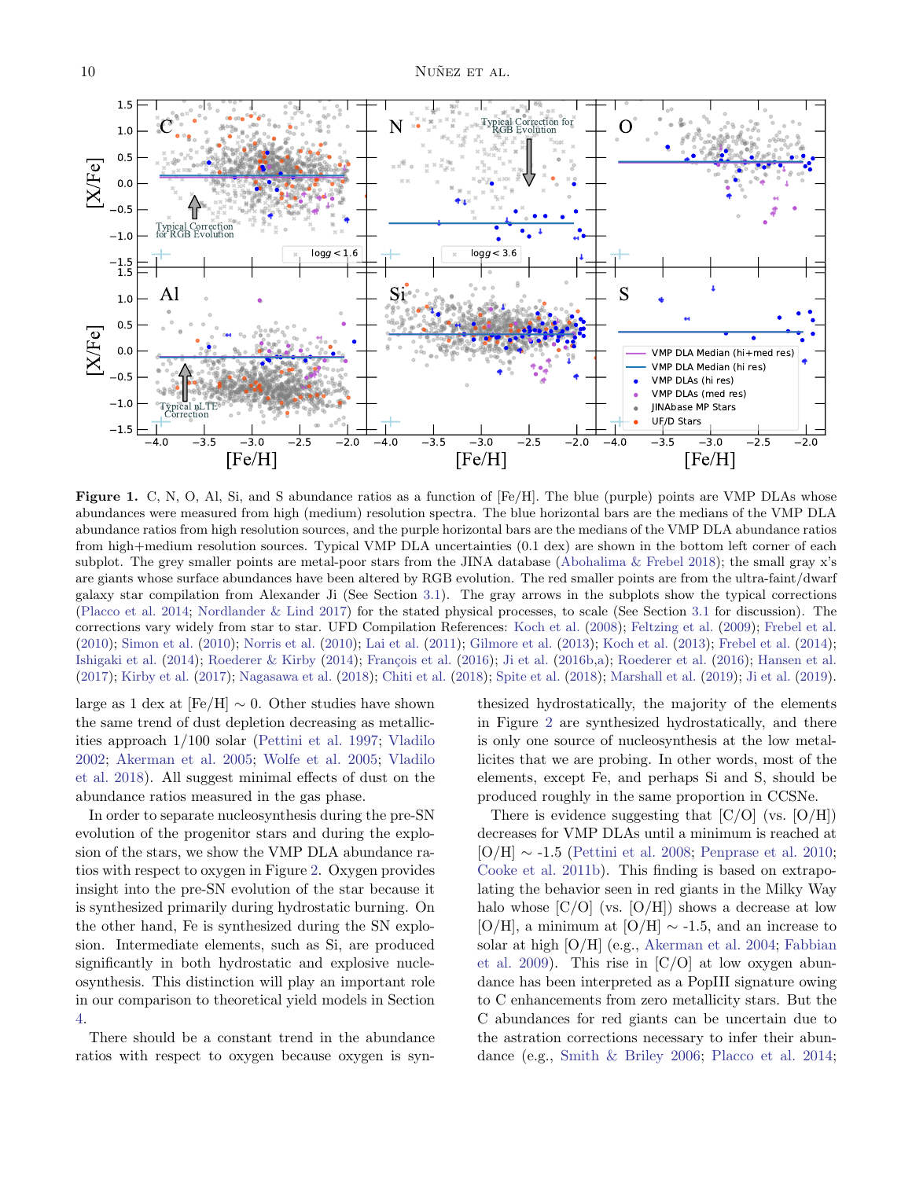**Figure 1.** C, N, O, Al, Si, and S abundance ratios as a function of [Fe/H]. The blue (purple) points are VMP DLAs whose abundances were measured from high (medium) resolution spectra. The blue horizontal bars are the medians of the VMP DLA abundance ratios from high resolution sources, and the purple horizontal bars are the medians of the VMP DLA abundance ratios from high+medium resolution sources. Typical VMP DLA uncertainties (0.1 dex) are shown in the bottom left corner of each subplot. The grey smaller points are metal-poor stars from the JINA database (Abohalima & Frebel 2018); the small gray x's are giants whose surface abundances have been altered by RGB evolution. The red smaller points are from the ultra-faint/dwarf galaxy star compilation from Alexander Ji (See Section 3.1). The gray arrows in the subplots show the typical corrections (Placco et al. 2014; Nordlander & Lind 2017) for the stated physical processes, to scale (See Section 3.1 for discussion). The corrections vary widely from star to star. UFD Compilation References: Koch et al. (2008); Feltzing et al. (2009); Frebel et al. (2010); Simon et al. (2010); Norris et al. (2010); Lai et al. (2011); Gilmore et al. (2013); Koch et al. (2013); Frebel et al. (2014); Ishigaki et al. (2014); Roederer & Kirby (2014); François et al. (2016); Ji et al. (2016b,a); Roederer et al. (2016); Hansen et al. (2017); Kirby et al. (2017); Nagasawa et al. (2018); Chiti et al. (2018); Spite et al. (2018); Marshall et al. (2019); Ji et al. (2019).

large as 1 dex at [Fe/H] $\sim$ 0. Other studies have shown the same trend of dust depletion decreasing as metallicities approach 1/100 solar (Pettini et al. 1997; Vladilo 2002; Akerman et al. 2005; Wolfe et al. 2005; Vladilo et al. 2018). All suggest minimal effects of dust on the abundance ratios measured in the gas phase.

In order to separate nucleosynthesis during the pre-SN evolution of the progenitor stars and during the explosion of the stars, we show the VMP DLA abundance ratios with respect to oxygen in Figure 2. Oxygen provides insight into the pre-SN evolution of the star because it is synthesized primarily during hydrostatic burning. On the other hand, Fe is synthesized during the SN explosion. Intermediate elements, such as Si, are produced significantly in both hydrostatic and explosive nucleosynthesis. This distinction will play an important role in our comparison to theoretical yield models in Section 4.

There should be a constant trend in the abundance ratios with respect to oxygen because oxygen is synthesized hydrostatically, the majority of the elements in Figure 2 are synthesized hydrostatically, and there is only one source of nucleosynthesis at the low metallicites that we are probing. In other words, most of the elements, except Fe, and perhaps Si and S, should be produced roughly in the same proportion in CCSNe.

There is evidence suggesting that [C/O] (vs. [O/H]) decreases for VMP DLAs until a minimum is reached at [O/H] $\sim$ -1.5 (Pettini et al. 2008; Penprase et al. 2010; Cooke et al. 2011b). This finding is based on extrapolating the behavior seen in red giants in the Milky Way halo whose [C/O] (vs. [O/H]) shows a decrease at low [O/H], a minimum at [O/H] $\sim$ -1.5, and an increase to solar at high [O/H] (e.g., Akerman et al. 2004; Fabbian et al. 2009). This rise in [C/O] at low oxygen abundance has been interpreted as a PopIII signature owing to C enhancements from zero metallicity stars. But the C abundances for red giants can be uncertain due to the astration corrections necessary to infer their abundance (e.g., Smith & Briley 2006; Placco et al. 2014;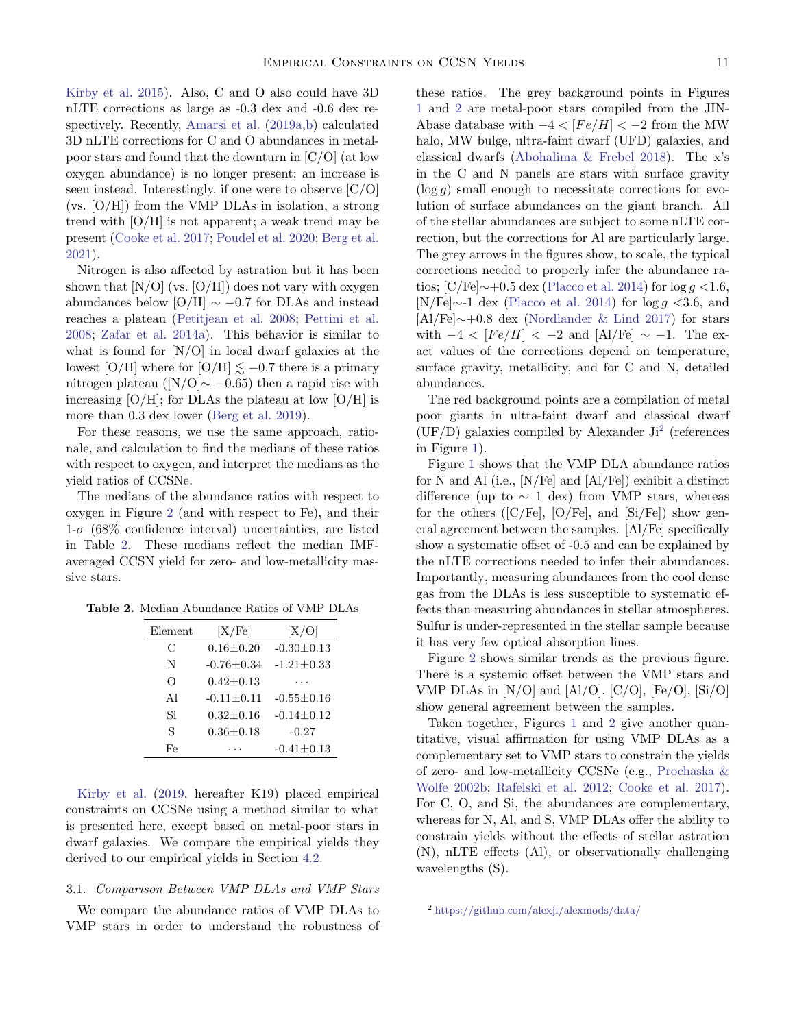Kirby et al. 2015). Also, C and O also could have 3D nLTE corrections as large as -0.3 dex and -0.6 dex respectively. Recently, Amarsi et al. (2019a,b) calculated 3D nLTE corrections for C and O abundances in metal-poor stars and found that the downturn in [C/O] (at low oxygen abundance) is no longer present; an increase is seen instead. Interestingly, if one were to observe [C/O] (vs. [O/H]) from the VMP DLAs in isolation, a strong trend with [O/H] is not apparent; a weak trend may be present (Cooke et al. 2017; Poudel et al. 2020; Berg et al. 2021).

Nitrogen is also affected by astration but it has been shown that [N/O] (vs. [O/H]) does not vary with oxygen abundances below [O/H] $\sim -0.7$ for DLAs and instead reaches a plateau (Petitjean et al. 2008; Pettini et al. 2008; Zafar et al. 2014a). This behavior is similar to what is found for [N/O] in local dwarf galaxies at the lowest [O/H] where for [O/H] $\lesssim -0.7$ there is a primary nitrogen plateau ([N/O]$\sim -0.65$) then a rapid rise with increasing [O/H]; for DLAs the plateau at low [O/H] is more than 0.3 dex lower (Berg et al. 2019).

For these reasons, we use the same approach, rationale, and calculation to find the medians of these ratios with respect to oxygen, and interpret the medians as the yield ratios of CCSNe.

The medians of the abundance ratios with respect to oxygen in Figure 2 (and with respect to Fe), and their 1-$\sigma$ (68% confidence interval) uncertainties, are listed in Table 2. These medians reflect the median IMF-averaged CCSN yield for zero- and low-metallicity massive stars.

**Table 2.** Median Abundance Ratios of VMP DLAs

| Element | [X/Fe] | [X/O] |
|---|---|---|
| C | 0.16±0.20 | -0.30±0.13 |
| N | -0.76±0.34 | -1.21±0.33 |
| O | 0.42±0.13 | ... |
| Al | -0.11±0.11 | -0.55±0.16 |
| Si | 0.32±0.16 | -0.14±0.12 |
| S | 0.36±0.18 | -0.27 |
| Fe | ... | -0.41±0.13 |

Kirby et al. (2019, hereafter K19) placed empirical constraints on CCSNe using a method similar to what is presented here, except based on metal-poor stars in dwarf galaxies. We compare the empirical yields they derived to our empirical yields in Section 4.2.

### 3.1. *Comparison Between VMP DLAs and VMP Stars*

We compare the abundance ratios of VMP DLAs to VMP stars in order to understand the robustness of these ratios. The grey background points in Figures 1 and 2 are metal-poor stars compiled from the JINAbase database with $-4 < [Fe/H] < -2$ from the MW halo, MW bulge, ultra-faint dwarf (UFD) galaxies, and classical dwarfs (Abohalima & Frebel 2018). The x's in the C and N panels are stars with surface gravity ($\log g$) small enough to necessitate corrections for evolution of surface abundances on the giant branch. All of the stellar abundances are subject to some nLTE correction, but the corrections for Al are particularly large. The grey arrows in the figures show, to scale, the typical corrections needed to properly infer the abundance ratios; [C/Fe]$\sim$+0.5 dex (Placco et al. 2014) for $\log g$ <1.6, [N/Fe]$\sim$-1 dex (Placco et al. 2014) for $\log g$ <3.6, and [Al/Fe]$\sim$+0.8 dex (Nordlander & Lind 2017) for stars with $-4 < [Fe/H] < -2$ and [Al/Fe] $\sim -1$. The exact values of the corrections depend on temperature, surface gravity, metallicity, and for C and N, detailed abundances.

The red background points are a compilation of metal poor giants in ultra-faint dwarf and classical dwarf (UF/D) galaxies compiled by Alexander Ji[2] (references in Figure 1).

Figure 1 shows that the VMP DLA abundance ratios for N and Al (i.e., [N/Fe] and [Al/Fe]) exhibit a distinct difference (up to $\sim$ 1 dex) from VMP stars, whereas for the others ([C/Fe], [O/Fe], and [Si/Fe]) show general agreement between the samples. [Al/Fe] specifically show a systematic offset of -0.5 and can be explained by the nLTE corrections needed to infer their abundances. Importantly, measuring abundances from the cool dense gas from the DLAs is less susceptible to systematic effects than measuring abundances in stellar atmospheres. Sulfur is under-represented in the stellar sample because it has very few optical absorption lines.

Figure 2 shows similar trends as the previous figure. There is a systemic offset between the VMP stars and VMP DLAs in [N/O] and [Al/O]. [C/O], [Fe/O], [Si/O] show general agreement between the samples.

Taken together, Figures 1 and 2 give another quantitative, visual affirmation for using VMP DLAs as a complementary set to VMP stars to constrain the yields of zero- and low-metallicity CCSNe (e.g., Prochaska & Wolfe 2002b; Rafelski et al. 2012; Cooke et al. 2017). For C, O, and Si, the abundances are complementary, whereas for N, Al, and S, VMP DLAs offer the ability to constrain yields without the effects of stellar astration (N), nLTE effects (Al), or observationally challenging wavelengths (S).

[2] https://github.com/alexji/alexmods/data/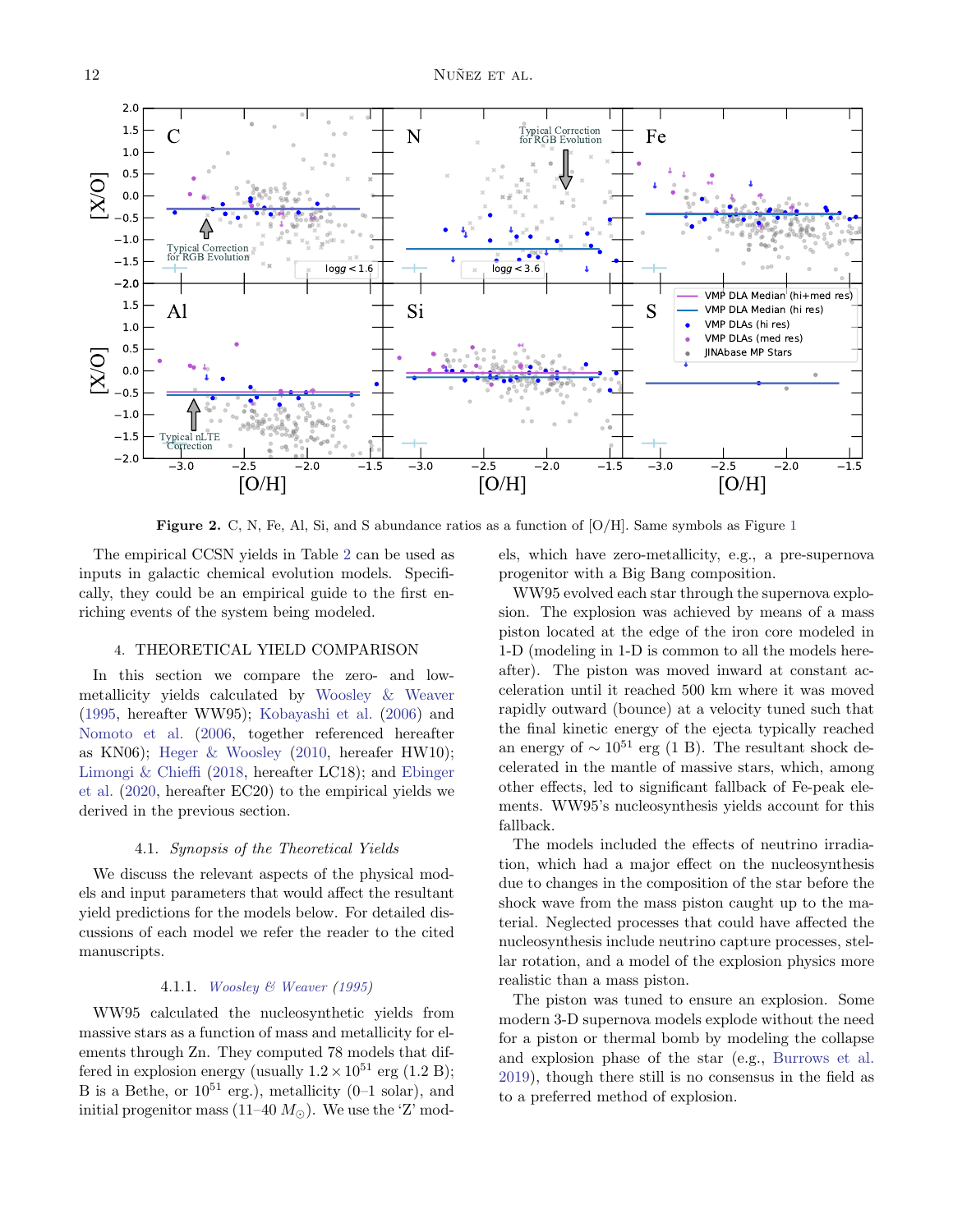**Figure 2.** C, N, Fe, Al, Si, and S abundance ratios as a function of [O/H]. Same symbols as Figure 1

The empirical CCSN yields in Table 2 can be used as inputs in galactic chemical evolution models. Specifically, they could be an empirical guide to the first enriching events of the system being modeled.

## 4. THEORETICAL YIELD COMPARISON

In this section we compare the zero- and low-metallicity yields calculated by Woosley & Weaver (1995, hereafter WW95); Kobayashi et al. (2006) and Nomoto et al. (2006, together referenced hereafter as KN06); Heger & Woosley (2010, hereafer HW10); Limongi & Chieffi (2018, hereafter LC18); and Ebinger et al. (2020, hereafter EC20) to the empirical yields we derived in the previous section.

### 4.1. *Synopsis of the Theoretical Yields*

We discuss the relevant aspects of the physical models and input parameters that would affect the resultant yield predictions for the models below. For detailed discussions of each model we refer the reader to the cited manuscripts.

#### 4.1.1. *Woosley & Weaver (1995)*

WW95 calculated the nucleosynthetic yields from massive stars as a function of mass and metallicity for elements through Zn. They computed 78 models that differed in explosion energy (usually $1.2 \times 10^{51}$ erg (1.2 B); B is a Bethe, or $10^{51}$ erg.), metallicity (0–1 solar), and initial progenitor mass (11–40 $M_{\odot}$). We use the 'Z' models, which have zero-metallicity, e.g., a pre-supernova progenitor with a Big Bang composition.

WW95 evolved each star through the supernova explosion. The explosion was achieved by means of a mass piston located at the edge of the iron core modeled in 1-D (modeling in 1-D is common to all the models hereafter). The piston was moved inward at constant acceleration until it reached 500 km where it was moved rapidly outward (bounce) at a velocity tuned such that the final kinetic energy of the ejecta typically reached an energy of $\sim 10^{51}$ erg (1 B). The resultant shock decelerated in the mantle of massive stars, which, among other effects, led to significant fallback of Fe-peak elements. WW95's nucleosynthesis yields account for this fallback.

The models included the effects of neutrino irradiation, which had a major effect on the nucleosynthesis due to changes in the composition of the star before the shock wave from the mass piston caught up to the material. Neglected processes that could have affected the nucleosynthesis include neutrino capture processes, stellar rotation, and a model of the explosion physics more realistic than a mass piston.

The piston was tuned to ensure an explosion. Some modern 3-D supernova models explode without the need for a piston or thermal bomb by modeling the collapse and explosion phase of the star (e.g., Burrows et al. 2019), though there still is no consensus in the field as to a preferred method of explosion.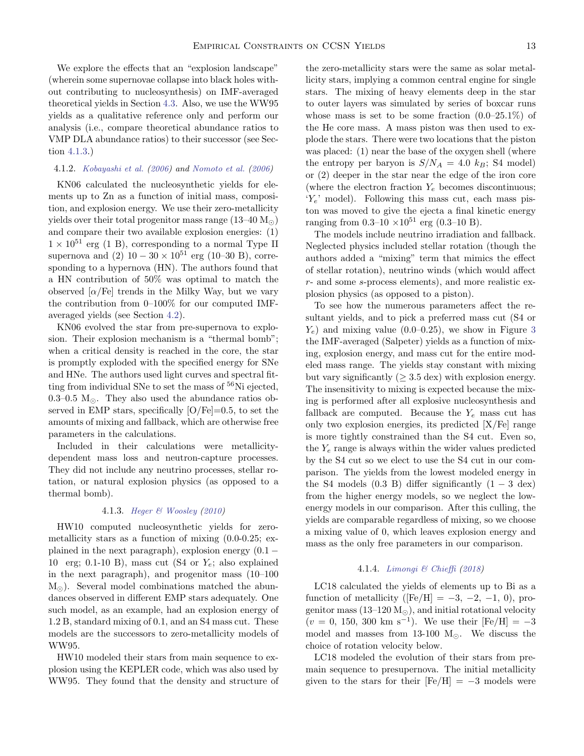We explore the effects that an "explosion landscape" (wherein some supernovae collapse into black holes without contributing to nucleosynthesis) on IMF-averaged theoretical yields in Section 4.3. Also, we use the WW95 yields as a qualitative reference only and perform our analysis (i.e., compare theoretical abundance ratios to VMP DLA abundance ratios) to their successor (see Section 4.1.3.)

#### 4.1.2. *Kobayashi et al. (2006)* and *Nomoto et al. (2006)*

KN06 calculated the nucleosynthetic yields for elements up to Zn as a function of initial mass, composition, and explosion energy. We use their zero-metallicity yields over their total progenitor mass range (13–40 $M_{\odot}$) and compare their two available explosion energies: (1) $1 \times 10^{51}$ erg (1 B), corresponding to a normal Type II supernova and (2) $10 - 30 \times 10^{51}$ erg (10–30 B), corresponding to a hypernova (HN). The authors found that a HN contribution of 50% was optimal to match the observed [$\alpha$/Fe] trends in the Milky Way, but we vary the contribution from 0–100% for our computed IMF-averaged yields (see Section 4.2).

KN06 evolved the star from pre-supernova to explosion. Their explosion mechanism is a "thermal bomb"; when a critical density is reached in the core, the star is promptly exploded with the specified energy for SNe and HNe. The authors used light curves and spectral fitting from individual SNe to set the mass of $^{56}$Ni ejected, 0.3–0.5 $M_{\odot}$. They also used the abundance ratios observed in EMP stars, specifically [O/Fe]=0.5, to set the amounts of mixing and fallback, which are otherwise free parameters in the calculations.

Included in their calculations were metallicity-dependent mass loss and neutron-capture processes. They did not include any neutrino processes, stellar rotation, or natural explosion physics (as opposed to a thermal bomb).

#### 4.1.3. *Heger & Woosley (2010)*

HW10 computed nucleosynthetic yields for zero-metallicity stars as a function of mixing (0.0-0.25; explained in the next paragraph), explosion energy ($0.1 - 10$ erg; 0.1-10 B), mass cut (S4 or $Y_e$; also explained in the next paragraph), and progenitor mass (10–100 $M_{\odot}$). Several model combinations matched the abundances observed in different EMP stars adequately. One such model, as an example, had an explosion energy of 1.2 B, standard mixing of 0.1, and an S4 mass cut. These models are the successors to zero-metallicity models of WW95.

HW10 modeled their stars from main sequence to explosion using the KEPLER code, which was also used by WW95. They found that the density and structure of the zero-metallicity stars were the same as solar metallicity stars, implying a common central engine for single stars. The mixing of heavy elements deep in the star to outer layers was simulated by series of boxcar runs whose mass is set to be some fraction (0.0–25.1%) of the He core mass. A mass piston was then used to explode the stars. There were two locations that the piston was placed: (1) near the base of the oxygen shell (where the entropy per baryon is $S/N_A = 4.0\ k_B$; S4 model) or (2) deeper in the star near the edge of the iron core (where the electron fraction $Y_e$ becomes discontinuous; '$Y_e$' model). Following this mass cut, each mass piston was moved to give the ejecta a final kinetic energy ranging from 0.3–10 $\times 10^{51}$ erg (0.3–10 B).

The models include neutrino irradiation and fallback. Neglected physics included stellar rotation (though the authors added a "mixing" term that mimics the effect of stellar rotation), neutrino winds (which would affect *r*- and some *s*-process elements), and more realistic explosion physics (as opposed to a piston).

To see how the numerous parameters affect the resultant yields, and to pick a preferred mass cut (S4 or $Y_e$) and mixing value (0.0–0.25), we show in Figure 3 the IMF-averaged (Salpeter) yields as a function of mixing, explosion energy, and mass cut for the entire modeled mass range. The yields stay constant with mixing but vary significantly ($\geq 3.5$ dex) with explosion energy. The insensitivity to mixing is expected because the mixing is performed after all explosive nucleosynthesis and fallback are computed. Because the $Y_e$ mass cut has only two explosion energies, its predicted [X/Fe] range is more tightly constrained than the S4 cut. Even so, the $Y_e$ range is always within the wider values predicted by the S4 cut so we elect to use the S4 cut in our comparison. The yields from the lowest modeled energy in the S4 models (0.3 B) differ significantly ($1 - 3$ dex) from the higher energy models, so we neglect the low-energy models in our comparison. After this culling, the yields are comparable regardless of mixing, so we choose a mixing value of 0, which leaves explosion energy and mass as the only free parameters in our comparison.

#### 4.1.4. *Limongi & Chieffi (2018)*

LC18 calculated the yields of elements up to Bi as a function of metallicity ([Fe/H] = $-3$, $-2$, $-1$, 0), progenitor mass (13–120 $M_{\odot}$), and initial rotational velocity ($v$ = 0, 150, 300 km s$^{-1}$). We use their [Fe/H] = $-3$ model and masses from 13-100 $M_{\odot}$. We discuss the choice of rotation velocity below.

LC18 modeled the evolution of their stars from pre-main sequence to presupernova. The initial metallicity given to the stars for their [Fe/H] = $-3$ models were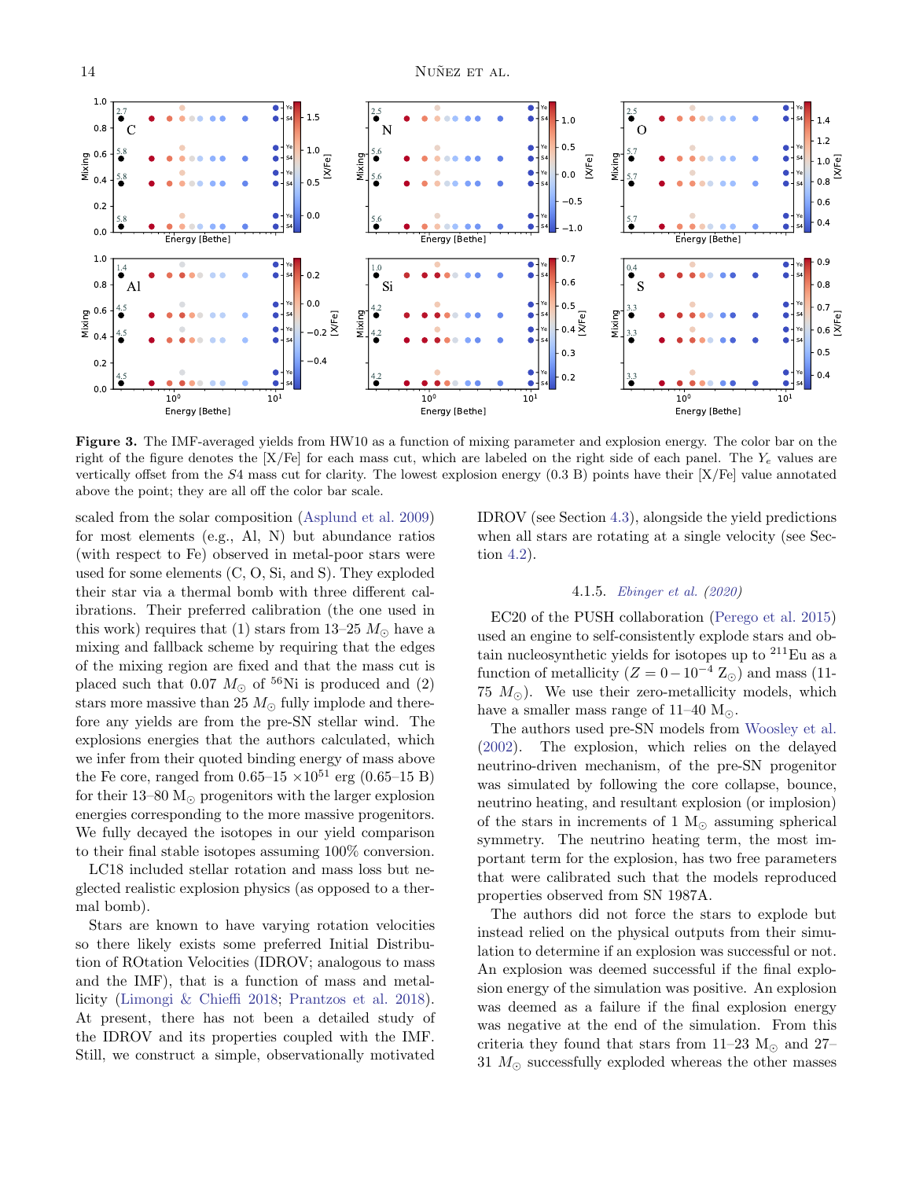**Figure 3.** The IMF-averaged yields from HW10 as a function of mixing parameter and explosion energy. The color bar on the right of the figure denotes the [X/Fe] for each mass cut, which are labeled on the right side of each panel. The $Y_e$ values are vertically offset from the $S4$ mass cut for clarity. The lowest explosion energy (0.3 B) points have their [X/Fe] value annotated above the point; they are all off the color bar scale.

scaled from the solar composition (Asplund et al. 2009) for most elements (e.g., Al, N) but abundance ratios (with respect to Fe) observed in metal-poor stars were used for some elements (C, O, Si, and S). They exploded their star via a thermal bomb with three different calibrations. Their preferred calibration (the one used in this work) requires that (1) stars from 13–25 $M_\odot$ have a mixing and fallback scheme by requiring that the edges of the mixing region are fixed and that the mass cut is placed such that 0.07 $M_\odot$ of $^{56}$Ni is produced and (2) stars more massive than 25 $M_\odot$ fully implode and therefore any yields are from the pre-SN stellar wind. The explosions energies that the authors calculated, which we infer from their quoted binding energy of mass above the Fe core, ranged from 0.65–15 $\times 10^{51}$ erg (0.65–15 B) for their 13–80 M$_\odot$ progenitors with the larger explosion energies corresponding to the more massive progenitors. We fully decayed the isotopes in our yield comparison to their final stable isotopes assuming 100% conversion.

LC18 included stellar rotation and mass loss but neglected realistic explosion physics (as opposed to a thermal bomb).

Stars are known to have varying rotation velocities so there likely exists some preferred Initial Distribution of ROtation Velocities (IDROV; analogous to mass and the IMF), that is a function of mass and metallicity (Limongi & Chieffi 2018; Prantzos et al. 2018). At present, there has not been a detailed study of the IDROV and its properties coupled with the IMF. Still, we construct a simple, observationally motivated IDROV (see Section 4.3), alongside the yield predictions when all stars are rotating at a single velocity (see Section 4.2).

#### 4.1.5. *Ebinger et al. (2020)*

EC20 of the PUSH collaboration (Perego et al. 2015) used an engine to self-consistently explode stars and obtain nucleosynthetic yields for isotopes up to $^{211}$Eu as a function of metallicity ($Z = 0 - 10^{-4}$ Z$_\odot$) and mass (11-75 $M_\odot$). We use their zero-metallicity models, which have a smaller mass range of 11–40 M$_\odot$.

The authors used pre-SN models from Woosley et al. (2002). The explosion, which relies on the delayed neutrino-driven mechanism, of the pre-SN progenitor was simulated by following the core collapse, bounce, neutrino heating, and resultant explosion (or implosion) of the stars in increments of 1 M$_\odot$ assuming spherical symmetry. The neutrino heating term, the most important term for the explosion, has two free parameters that were calibrated such that the models reproduced properties observed from SN 1987A.

The authors did not force the stars to explode but instead relied on the physical outputs from their simulation to determine if an explosion was successful or not. An explosion was deemed successful if the final explosion energy of the simulation was positive. An explosion was deemed as a failure if the final explosion energy was negative at the end of the simulation. From this criteria they found that stars from 11–23 M$_\odot$ and 27–31 $M_\odot$ successfully exploded whereas the other masses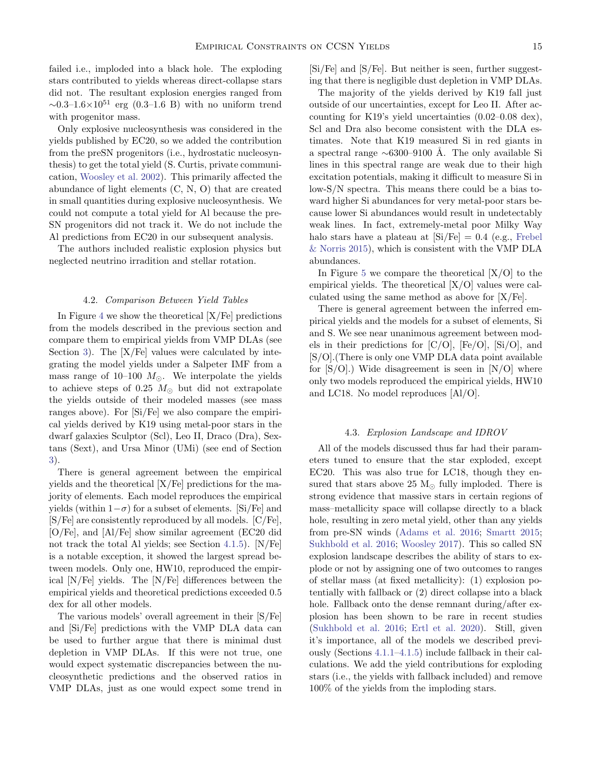failed i.e., imploded into a black hole. The exploding stars contributed to yields whereas direct-collapse stars did not. The resultant explosion energies ranged from $\sim$0.3–1.6$\times 10^{51}$ erg (0.3–1.6 B) with no uniform trend with progenitor mass.

Only explosive nucleosynthesis was considered in the yields published by EC20, so we added the contribution from the preSN progenitors (i.e., hydrostatic nucleosynthesis) to get the total yield (S. Curtis, private communication, Woosley et al. 2002). This primarily affected the abundance of light elements (C, N, O) that are created in small quantities during explosive nucleosynthesis. We could not compute a total yield for Al because the pre-SN progenitors did not track it. We do not include the Al predictions from EC20 in our subsequent analysis.

The authors included realistic explosion physics but neglected neutrino irradition and stellar rotation.

### 4.2. *Comparison Between Yield Tables*

In Figure 4 we show the theoretical [X/Fe] predictions from the models described in the previous section and compare them to empirical yields from VMP DLAs (see Section 3). The [X/Fe] values were calculated by integrating the model yields under a Salpeter IMF from a mass range of 10–100 $M_{\odot}$. We interpolate the yields to achieve steps of 0.25 $M_{\odot}$ but did not extrapolate the yields outside of their modeled masses (see mass ranges above). For [Si/Fe] we also compare the empirical yields derived by K19 using metal-poor stars in the dwarf galaxies Sculptor (Scl), Leo II, Draco (Dra), Sextans (Sext), and Ursa Minor (UMi) (see end of Section 3).

There is general agreement between the empirical yields and the theoretical [X/Fe] predictions for the majority of elements. Each model reproduces the empirical yields (within $1-\sigma$) for a subset of elements. [Si/Fe] and [S/Fe] are consistently reproduced by all models. [C/Fe], [O/Fe], and [Al/Fe] show similar agreement (EC20 did not track the total Al yields; see Section 4.1.5). [N/Fe] is a notable exception, it showed the largest spread between models. Only one, HW10, reproduced the empirical [N/Fe] yields. The [N/Fe] differences between the empirical yields and theoretical predictions exceeded 0.5 dex for all other models.

The various models' overall agreement in their [S/Fe] and [Si/Fe] predictions with the VMP DLA data can be used to further argue that there is minimal dust depletion in VMP DLAs. If this were not true, one would expect systematic discrepancies between the nucleosynthetic predictions and the observed ratios in VMP DLAs, just as one would expect some trend in [Si/Fe] and [S/Fe]. But neither is seen, further suggesting that there is negligible dust depletion in VMP DLAs.

The majority of the yields derived by K19 fall just outside of our uncertainties, except for Leo II. After accounting for K19's yield uncertainties (0.02–0.08 dex), Scl and Dra also become consistent with the DLA estimates. Note that K19 measured Si in red giants in a spectral range $\sim$6300–9100 Å. The only available Si lines in this spectral range are weak due to their high excitation potentials, making it difficult to measure Si in low-S/N spectra. This means there could be a bias toward higher Si abundances for very metal-poor stars because lower Si abundances would result in undetectably weak lines. In fact, extremely-metal poor Milky Way halo stars have a plateau at [Si/Fe] = 0.4 (e.g., Frebel & Norris 2015), which is consistent with the VMP DLA abundances.

In Figure 5 we compare the theoretical [X/O] to the empirical yields. The theoretical [X/O] values were calculated using the same method as above for [X/Fe].

There is general agreement between the inferred empirical yields and the models for a subset of elements, Si and S. We see near unanimous agreement between models in their predictions for [C/O], [Fe/O], [Si/O], and [S/O].(There is only one VMP DLA data point available for [S/O].) Wide disagreement is seen in [N/O] where only two models reproduced the empirical yields, HW10 and LC18. No model reproduces [Al/O].

### 4.3. *Explosion Landscape and IDROV*

All of the models discussed thus far had their parameters tuned to ensure that the star exploded, except EC20. This was also true for LC18, though they ensured that stars above 25 M$_{\odot}$ fully imploded. There is strong evidence that massive stars in certain regions of mass–metallicity space will collapse directly to a black hole, resulting in zero metal yield, other than any yields from pre-SN winds (Adams et al. 2016; Smartt 2015; Sukhbold et al. 2016; Woosley 2017). This so called SN explosion landscape describes the ability of stars to explode or not by assigning one of two outcomes to ranges of stellar mass (at fixed metallicity): (1) explosion potentially with fallback or (2) direct collapse into a black hole. Fallback onto the dense remnant during/after explosion has been shown to be rare in recent studies (Sukhbold et al. 2016; Ertl et al. 2020). Still, given it's importance, all of the models we described previously (Sections 4.1.1–4.1.5) include fallback in their calculations. We add the yield contributions for exploding stars (i.e., the yields with fallback included) and remove 100% of the yields from the imploding stars.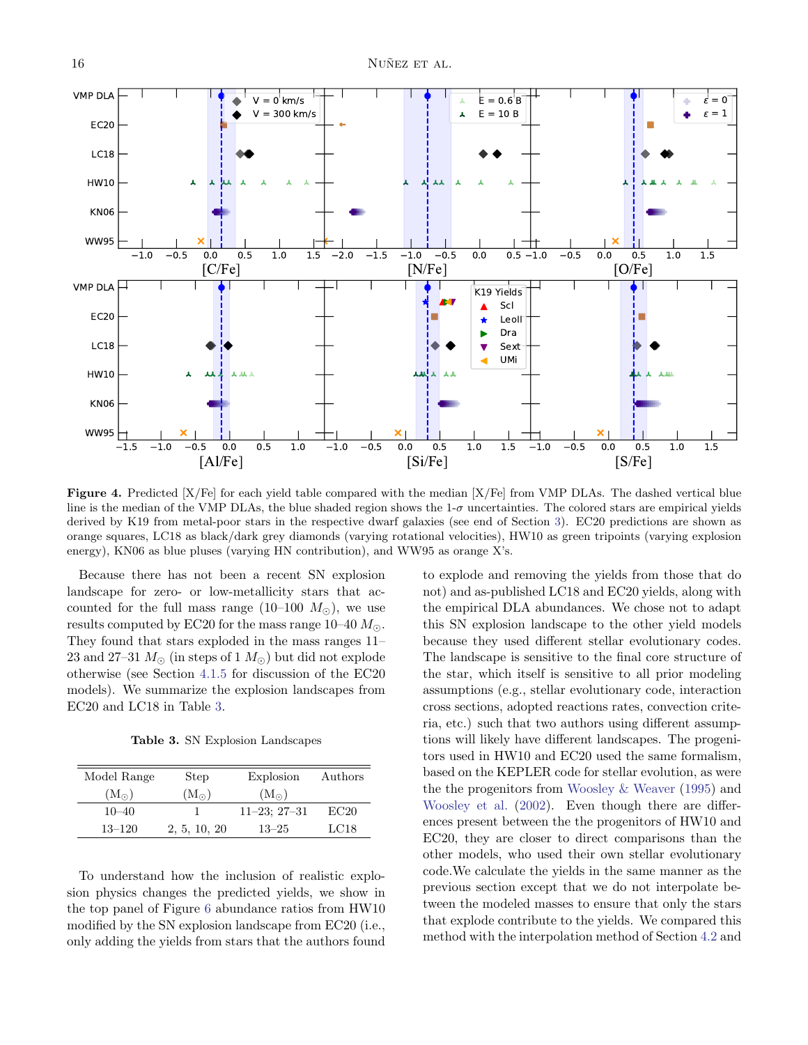**Figure 4.** Predicted [X/Fe] for each yield table compared with the median [X/Fe] from VMP DLAs. The dashed vertical blue line is the median of the VMP DLAs, the blue shaded region shows the 1-$\sigma$ uncertainties. The colored stars are empirical yields derived by K19 from metal-poor stars in the respective dwarf galaxies (see end of Section 3). EC20 predictions are shown as orange squares, LC18 as black/dark grey diamonds (varying rotational velocities), HW10 as green tripoints (varying explosion energy), KN06 as blue pluses (varying HN contribution), and WW95 as orange X's.

Because there has not been a recent SN explosion landscape for zero- or low-metallicity stars that accounted for the full mass range (10–100 $M_\odot$), we use results computed by EC20 for the mass range 10–40 $M_\odot$. They found that stars exploded in the mass ranges 11–23 and 27–31 $M_\odot$ (in steps of 1 $M_\odot$) but did not explode otherwise (see Section 4.1.5 for discussion of the EC20 models). We summarize the explosion landscapes from EC20 and LC18 in Table 3.

**Table 3.** SN Explosion Landscapes

| Model Range ($M_\odot$) | Step ($M_\odot$) | Explosion ($M_\odot$) | Authors |
|---|---|---|---|
| 10–40 | 1 | 11–23; 27–31 | EC20 |
| 13–120 | 2, 5, 10, 20 | 13–25 | LC18 |

To understand how the inclusion of realistic explosion physics changes the predicted yields, we show in the top panel of Figure 6 abundance ratios from HW10 modified by the SN explosion landscape from EC20 (i.e., only adding the yields from stars that the authors found to explode and removing the yields from those that do not) and as-published LC18 and EC20 yields, along with the empirical DLA abundances. We chose not to adapt this SN explosion landscape to the other yield models because they used different stellar evolutionary codes. The landscape is sensitive to the final core structure of the star, which itself is sensitive to all prior modeling assumptions (e.g., stellar evolutionary code, interaction cross sections, adopted reactions rates, convection criteria, etc.) such that two authors using different assumptions will likely have different landscapes. The progenitors used in HW10 and EC20 used the same formalism, based on the KEPLER code for stellar evolution, as were the the progenitors from Woosley & Weaver (1995) and Woosley et al. (2002). Even though there are differences present between the the progenitors of HW10 and EC20, they are closer to direct comparisons than the other models, who used their own stellar evolutionary code.We calculate the yields in the same manner as the previous section except that we do not interpolate between the modeled masses to ensure that only the stars that explode contribute to the yields. We compared this method with the interpolation method of Section 4.2 and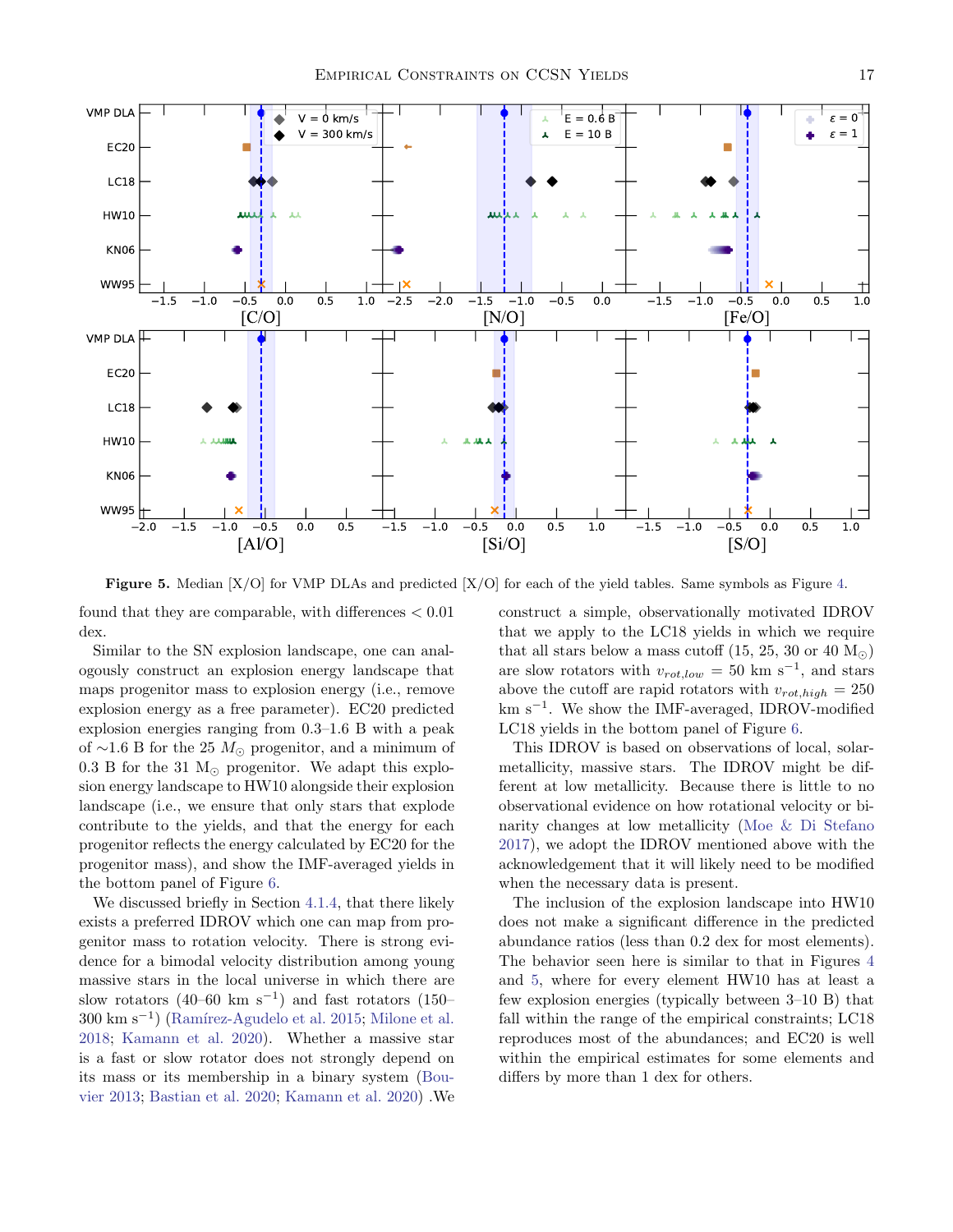**Figure 5.** Median [X/O] for VMP DLAs and predicted [X/O] for each of the yield tables. Same symbols as Figure 4.

found that they are comparable, with differences < 0.01 dex.

Similar to the SN explosion landscape, one can analogously construct an explosion energy landscape that maps progenitor mass to explosion energy (i.e., remove explosion energy as a free parameter). EC20 predicted explosion energies ranging from 0.3–1.6 B with a peak of ∼1.6 B for the 25 $M_{\odot}$ progenitor, and a minimum of 0.3 B for the 31 $M_{\odot}$ progenitor. We adapt this explosion energy landscape to HW10 alongside their explosion landscape (i.e., we ensure that only stars that explode contribute to the yields, and that the energy for each progenitor reflects the energy calculated by EC20 for the progenitor mass), and show the IMF-averaged yields in the bottom panel of Figure 6.

We discussed briefly in Section 4.1.4, that there likely exists a preferred IDROV which one can map from progenitor mass to rotation velocity. There is strong evidence for a bimodal velocity distribution among young massive stars in the local universe in which there are slow rotators (40–60 km s$^{-1}$) and fast rotators (150–300 km s$^{-1}$) (Ramírez-Agudelo et al. 2015; Milone et al. 2018; Kamann et al. 2020). Whether a massive star is a fast or slow rotator does not strongly depend on its mass or its membership in a binary system (Bouvier 2013; Bastian et al. 2020; Kamann et al. 2020) .We construct a simple, observationally motivated IDROV that we apply to the LC18 yields in which we require that all stars below a mass cutoff (15, 25, 30 or 40 $M_{\odot}$) are slow rotators with $v_{rot,low}$ = 50 km s$^{-1}$, and stars above the cutoff are rapid rotators with $v_{rot,high}$ = 250 km s$^{-1}$. We show the IMF-averaged, IDROV-modified LC18 yields in the bottom panel of Figure 6.

This IDROV is based on observations of local, solar-metallicity, massive stars. The IDROV might be different at low metallicity. Because there is little to no observational evidence on how rotational velocity or binarity changes at low metallicity (Moe & Di Stefano 2017), we adopt the IDROV mentioned above with the acknowledgement that it will likely need to be modified when the necessary data is present.

The inclusion of the explosion landscape into HW10 does not make a significant difference in the predicted abundance ratios (less than 0.2 dex for most elements). The behavior seen here is similar to that in Figures 4 and 5, where for every element HW10 has at least a few explosion energies (typically between 3–10 B) that fall within the range of the empirical constraints; LC18 reproduces most of the abundances; and EC20 is well within the empirical estimates for some elements and differs by more than 1 dex for others.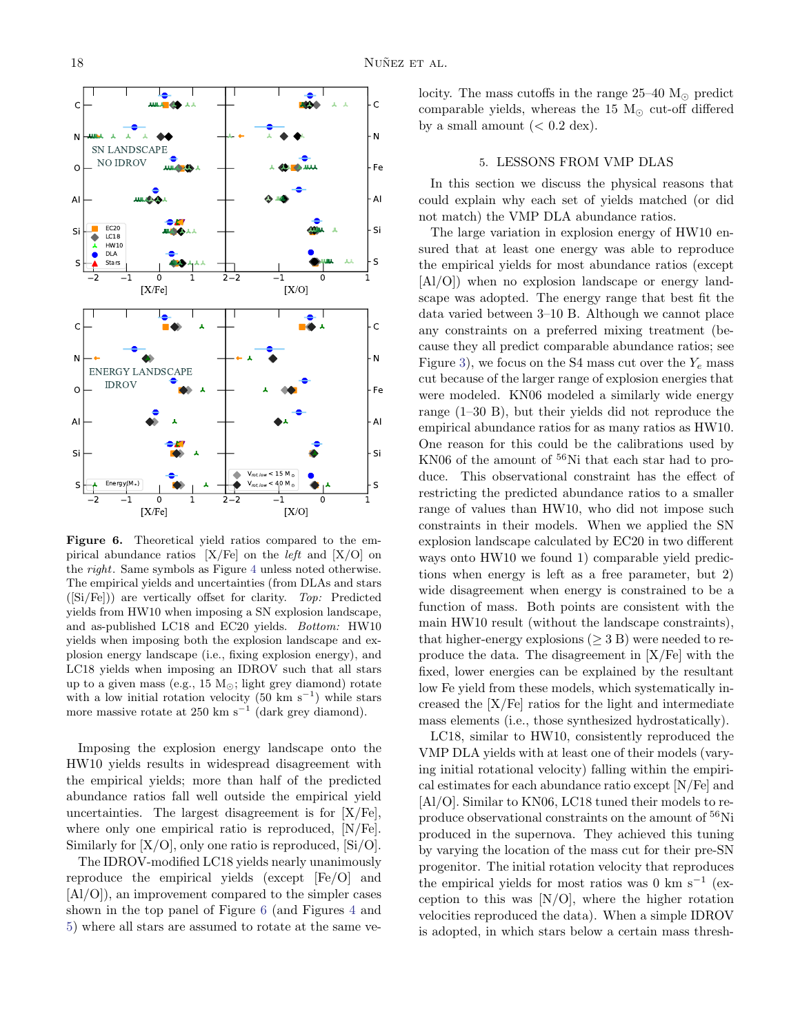**Figure 6.** Theoretical yield ratios compared to the empirical abundance ratios [X/Fe] on the *left* and [X/O] on the *right*. Same symbols as Figure 4 unless noted otherwise. The empirical yields and uncertainties (from DLAs and stars ([Si/Fe])) are vertically offset for clarity. *Top:* Predicted yields from HW10 when imposing a SN explosion landscape, and as-published LC18 and EC20 yields. *Bottom:* HW10 yields when imposing both the explosion landscape and explosion energy landscape (i.e., fixing explosion energy), and LC18 yields when imposing an IDROV such that all stars up to a given mass (e.g., 15 $M_{\odot}$; light grey diamond) rotate with a low initial rotation velocity (50 km $s^{-1}$) while stars more massive rotate at 250 km $s^{-1}$ (dark grey diamond).

Imposing the explosion energy landscape onto the HW10 yields results in widespread disagreement with the empirical yields; more than half of the predicted abundance ratios fall well outside the empirical yield uncertainties. The largest disagreement is for [X/Fe], where only one empirical ratio is reproduced, [N/Fe]. Similarly for [X/O], only one ratio is reproduced, [Si/O].

The IDROV-modified LC18 yields nearly unanimously reproduce the empirical yields (except [Fe/O] and [Al/O]), an improvement compared to the simpler cases shown in the top panel of Figure 6 (and Figures 4 and 5) where all stars are assumed to rotate at the same velocity. The mass cutoffs in the range 25–40 $M_{\odot}$ predict comparable yields, whereas the 15 $M_{\odot}$ cut-off differed by a small amount (< 0.2 dex).

## 5. LESSONS FROM VMP DLAS

In this section we discuss the physical reasons that could explain why each set of yields matched (or did not match) the VMP DLA abundance ratios.

The large variation in explosion energy of HW10 ensured that at least one energy was able to reproduce the empirical yields for most abundance ratios (except [Al/O]) when no explosion landscape or energy landscape was adopted. The energy range that best fit the data varied between 3–10 B. Although we cannot place any constraints on a preferred mixing treatment (because they all predict comparable abundance ratios; see Figure 3), we focus on the S4 mass cut over the $Y_e$ mass cut because of the larger range of explosion energies that were modeled. KN06 modeled a similarly wide energy range (1–30 B), but their yields did not reproduce the empirical abundance ratios for as many ratios as HW10. One reason for this could be the calibrations used by KN06 of the amount of $^{56}$Ni that each star had to produce. This observational constraint has the effect of restricting the predicted abundance ratios to a smaller range of values than HW10, who did not impose such constraints in their models. When we applied the SN explosion landscape calculated by EC20 in two different ways onto HW10 we found 1) comparable yield predictions when energy is left as a free parameter, but 2) wide disagreement when energy is constrained to be a function of mass. Both points are consistent with the main HW10 result (without the landscape constraints), that higher-energy explosions (≥ 3 B) were needed to reproduce the data. The disagreement in [X/Fe] with the fixed, lower energies can be explained by the resultant low Fe yield from these models, which systematically increased the [X/Fe] ratios for the light and intermediate mass elements (i.e., those synthesized hydrostatically).

LC18, similar to HW10, consistently reproduced the VMP DLA yields with at least one of their models (varying initial rotational velocity) falling within the empirical estimates for each abundance ratio except [N/Fe] and [Al/O]. Similar to KN06, LC18 tuned their models to reproduce observational constraints on the amount of $^{56}$Ni produced in the supernova. They achieved this tuning by varying the location of the mass cut for their pre-SN progenitor. The initial rotation velocity that reproduces the empirical yields for most ratios was 0 km $s^{-1}$ (exception to this was [N/O], where the higher rotation velocities reproduced the data). When a simple IDROV is adopted, in which stars below a certain mass thresh-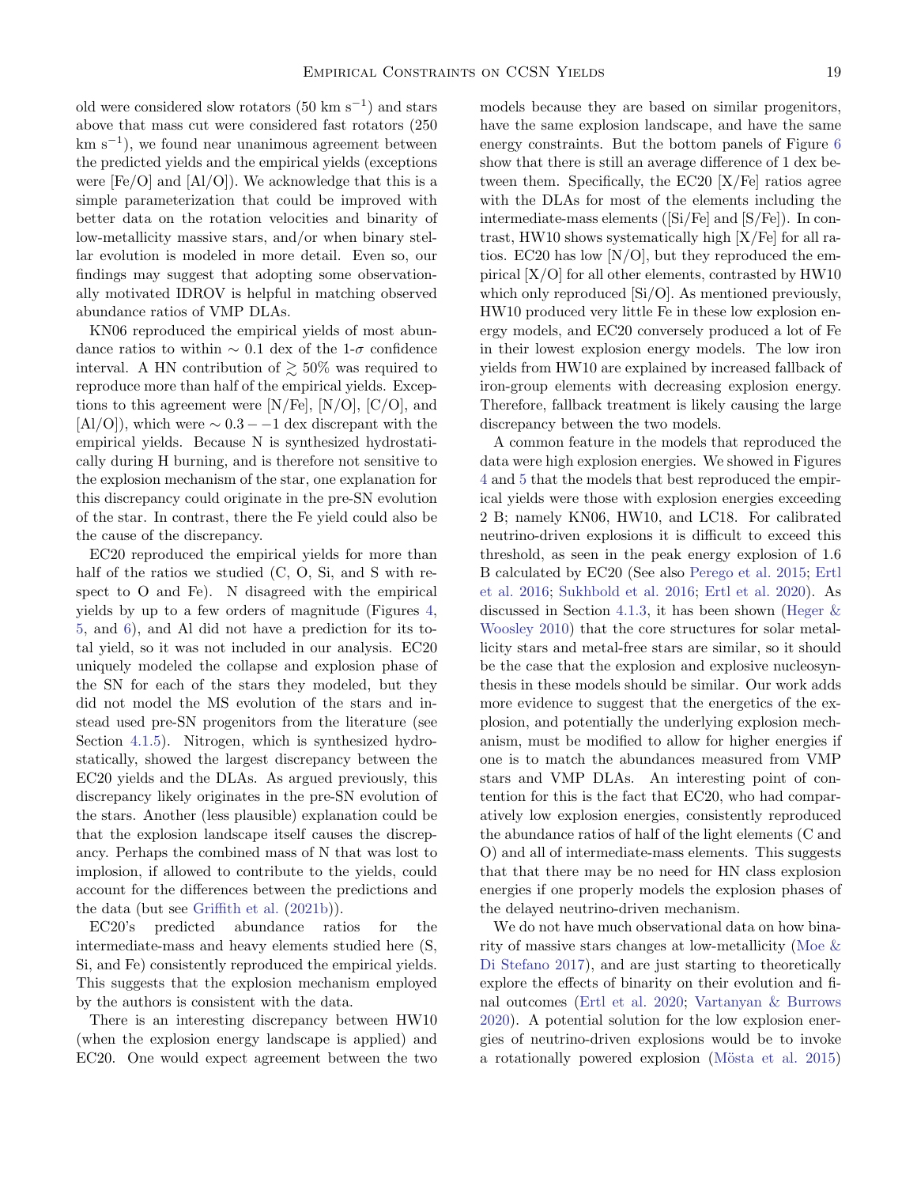old were considered slow rotators (50 km s$^{-1}$) and stars above that mass cut were considered fast rotators (250 km s$^{-1}$), we found near unanimous agreement between the predicted yields and the empirical yields (exceptions were [Fe/O] and [Al/O]). We acknowledge that this is a simple parameterization that could be improved with better data on the rotation velocities and binarity of low-metallicity massive stars, and/or when binary stellar evolution is modeled in more detail. Even so, our findings may suggest that adopting some observationally motivated IDROV is helpful in matching observed abundance ratios of VMP DLAs.

KN06 reproduced the empirical yields of most abundance ratios to within $\sim 0.1$ dex of the 1-$\sigma$ confidence interval. A HN contribution of $\gtrsim 50\%$ was required to reproduce more than half of the empirical yields. Exceptions to this agreement were [N/Fe], [N/O], [C/O], and [Al/O]), which were $\sim 0.3 - -1$ dex discrepant with the empirical yields. Because N is synthesized hydrostatically during H burning, and is therefore not sensitive to the explosion mechanism of the star, one explanation for this discrepancy could originate in the pre-SN evolution of the star. In contrast, there the Fe yield could also be the cause of the discrepancy.

EC20 reproduced the empirical yields for more than half of the ratios we studied (C, O, Si, and S with respect to O and Fe). N disagreed with the empirical yields by up to a few orders of magnitude (Figures 4, 5, and 6), and Al did not have a prediction for its total yield, so it was not included in our analysis. EC20 uniquely modeled the collapse and explosion phase of the SN for each of the stars they modeled, but they did not model the MS evolution of the stars and instead used pre-SN progenitors from the literature (see Section 4.1.5). Nitrogen, which is synthesized hydrostatically, showed the largest discrepancy between the EC20 yields and the DLAs. As argued previously, this discrepancy likely originates in the pre-SN evolution of the stars. Another (less plausible) explanation could be that the explosion landscape itself causes the discrepancy. Perhaps the combined mass of N that was lost to implosion, if allowed to contribute to the yields, could account for the differences between the predictions and the data (but see Griffith et al. (2021b)).

EC20's predicted abundance ratios for the intermediate-mass and heavy elements studied here (S, Si, and Fe) consistently reproduced the empirical yields. This suggests that the explosion mechanism employed by the authors is consistent with the data.

There is an interesting discrepancy between HW10 (when the explosion energy landscape is applied) and EC20. One would expect agreement between the two models because they are based on similar progenitors, have the same explosion landscape, and have the same energy constraints. But the bottom panels of Figure 6 show that there is still an average difference of 1 dex between them. Specifically, the EC20 [X/Fe] ratios agree with the DLAs for most of the elements including the intermediate-mass elements ([Si/Fe] and [S/Fe]). In contrast, HW10 shows systematically high [X/Fe] for all ratios. EC20 has low [N/O], but they reproduced the empirical [X/O] for all other elements, contrasted by HW10 which only reproduced [Si/O]. As mentioned previously, HW10 produced very little Fe in these low explosion energy models, and EC20 conversely produced a lot of Fe in their lowest explosion energy models. The low iron yields from HW10 are explained by increased fallback of iron-group elements with decreasing explosion energy. Therefore, fallback treatment is likely causing the large discrepancy between the two models.

A common feature in the models that reproduced the data were high explosion energies. We showed in Figures 4 and 5 that the models that best reproduced the empirical yields were those with explosion energies exceeding 2 B; namely KN06, HW10, and LC18. For calibrated neutrino-driven explosions it is difficult to exceed this threshold, as seen in the peak energy explosion of 1.6 B calculated by EC20 (See also Perego et al. 2015; Ertl et al. 2016; Sukhbold et al. 2016; Ertl et al. 2020). As discussed in Section 4.1.3, it has been shown (Heger & Woosley 2010) that the core structures for solar metallicity stars and metal-free stars are similar, so it should be the case that the explosion and explosive nucleosynthesis in these models should be similar. Our work adds more evidence to suggest that the energetics of the explosion, and potentially the underlying explosion mechanism, must be modified to allow for higher energies if one is to match the abundances measured from VMP stars and VMP DLAs. An interesting point of contention for this is the fact that EC20, who had comparatively low explosion energies, consistently reproduced the abundance ratios of half of the light elements (C and O) and all of intermediate-mass elements. This suggests that that there may be no need for HN class explosion energies if one properly models the explosion phases of the delayed neutrino-driven mechanism.

We do not have much observational data on how binarity of massive stars changes at low-metallicity (Moe & Di Stefano 2017), and are just starting to theoretically explore the effects of binarity on their evolution and final outcomes (Ertl et al. 2020; Vartanyan & Burrows 2020). A potential solution for the low explosion energies of neutrino-driven explosions would be to invoke a rotationally powered explosion (Mösta et al. 2015)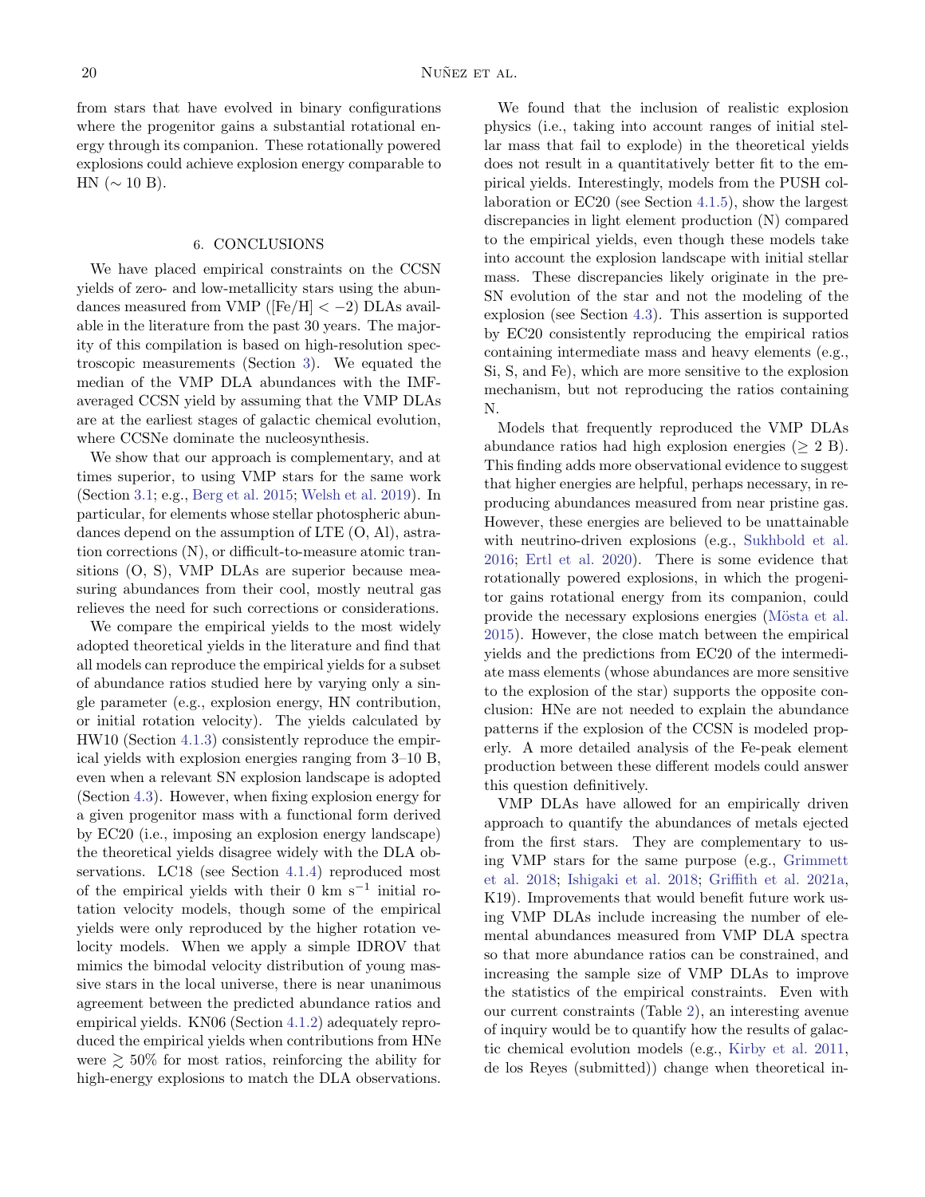from stars that have evolved in binary configurations where the progenitor gains a substantial rotational energy through its companion. These rotationally powered explosions could achieve explosion energy comparable to HN ($\sim 10$ B).

## 6. CONCLUSIONS

We have placed empirical constraints on the CCSN yields of zero- and low-metallicity stars using the abundances measured from VMP ([Fe/H] $< -2$) DLAs available in the literature from the past 30 years. The majority of this compilation is based on high-resolution spectroscopic measurements (Section 3). We equated the median of the VMP DLA abundances with the IMF-averaged CCSN yield by assuming that the VMP DLAs are at the earliest stages of galactic chemical evolution, where CCSNe dominate the nucleosynthesis.

We show that our approach is complementary, and at times superior, to using VMP stars for the same work (Section 3.1; e.g., Berg et al. 2015; Welsh et al. 2019). In particular, for elements whose stellar photospheric abundances depend on the assumption of LTE (O, Al), astration corrections (N), or difficult-to-measure atomic transitions (O, S), VMP DLAs are superior because measuring abundances from their cool, mostly neutral gas relieves the need for such corrections or considerations.

We compare the empirical yields to the most widely adopted theoretical yields in the literature and find that all models can reproduce the empirical yields for a subset of abundance ratios studied here by varying only a single parameter (e.g., explosion energy, HN contribution, or initial rotation velocity). The yields calculated by HW10 (Section 4.1.3) consistently reproduce the empirical yields with explosion energies ranging from 3–10 B, even when a relevant SN explosion landscape is adopted (Section 4.3). However, when fixing explosion energy for a given progenitor mass with a functional form derived by EC20 (i.e., imposing an explosion energy landscape) the theoretical yields disagree widely with the DLA observations. LC18 (see Section 4.1.4) reproduced most of the empirical yields with their 0 km s$^{-1}$ initial rotation velocity models, though some of the empirical yields were only reproduced by the higher rotation velocity models. When we apply a simple IDROV that mimics the bimodal velocity distribution of young massive stars in the local universe, there is near unanimous agreement between the predicted abundance ratios and empirical yields. KN06 (Section 4.1.2) adequately reproduced the empirical yields when contributions from HNe were $\gtrsim 50\%$ for most ratios, reinforcing the ability for high-energy explosions to match the DLA observations.

We found that the inclusion of realistic explosion physics (i.e., taking into account ranges of initial stellar mass that fail to explode) in the theoretical yields does not result in a quantitatively better fit to the empirical yields. Interestingly, models from the PUSH collaboration or EC20 (see Section 4.1.5), show the largest discrepancies in light element production (N) compared to the empirical yields, even though these models take into account the explosion landscape with initial stellar mass. These discrepancies likely originate in the pre-SN evolution of the star and not the modeling of the explosion (see Section 4.3). This assertion is supported by EC20 consistently reproducing the empirical ratios containing intermediate mass and heavy elements (e.g., Si, S, and Fe), which are more sensitive to the explosion mechanism, but not reproducing the ratios containing N.

Models that frequently reproduced the VMP DLAs abundance ratios had high explosion energies ($\geq 2$ B). This finding adds more observational evidence to suggest that higher energies are helpful, perhaps necessary, in reproducing abundances measured from near pristine gas. However, these energies are believed to be unattainable with neutrino-driven explosions (e.g., Sukhbold et al. 2016; Ertl et al. 2020). There is some evidence that rotationally powered explosions, in which the progenitor gains rotational energy from its companion, could provide the necessary explosions energies (Mösta et al. 2015). However, the close match between the empirical yields and the predictions from EC20 of the intermediate mass elements (whose abundances are more sensitive to the explosion of the star) supports the opposite conclusion: HNe are not needed to explain the abundance patterns if the explosion of the CCSN is modeled properly. A more detailed analysis of the Fe-peak element production between these different models could answer this question definitively.

VMP DLAs have allowed for an empirically driven approach to quantify the abundances of metals ejected from the first stars. They are complementary to using VMP stars for the same purpose (e.g., Grimmett et al. 2018; Ishigaki et al. 2018; Griffith et al. 2021a, K19). Improvements that would benefit future work using VMP DLAs include increasing the number of elemental abundances measured from VMP DLA spectra so that more abundance ratios can be constrained, and increasing the sample size of VMP DLAs to improve the statistics of the empirical constraints. Even with our current constraints (Table 2), an interesting avenue of inquiry would be to quantify how the results of galactic chemical evolution models (e.g., Kirby et al. 2011, de los Reyes (submitted)) change when theoretical in-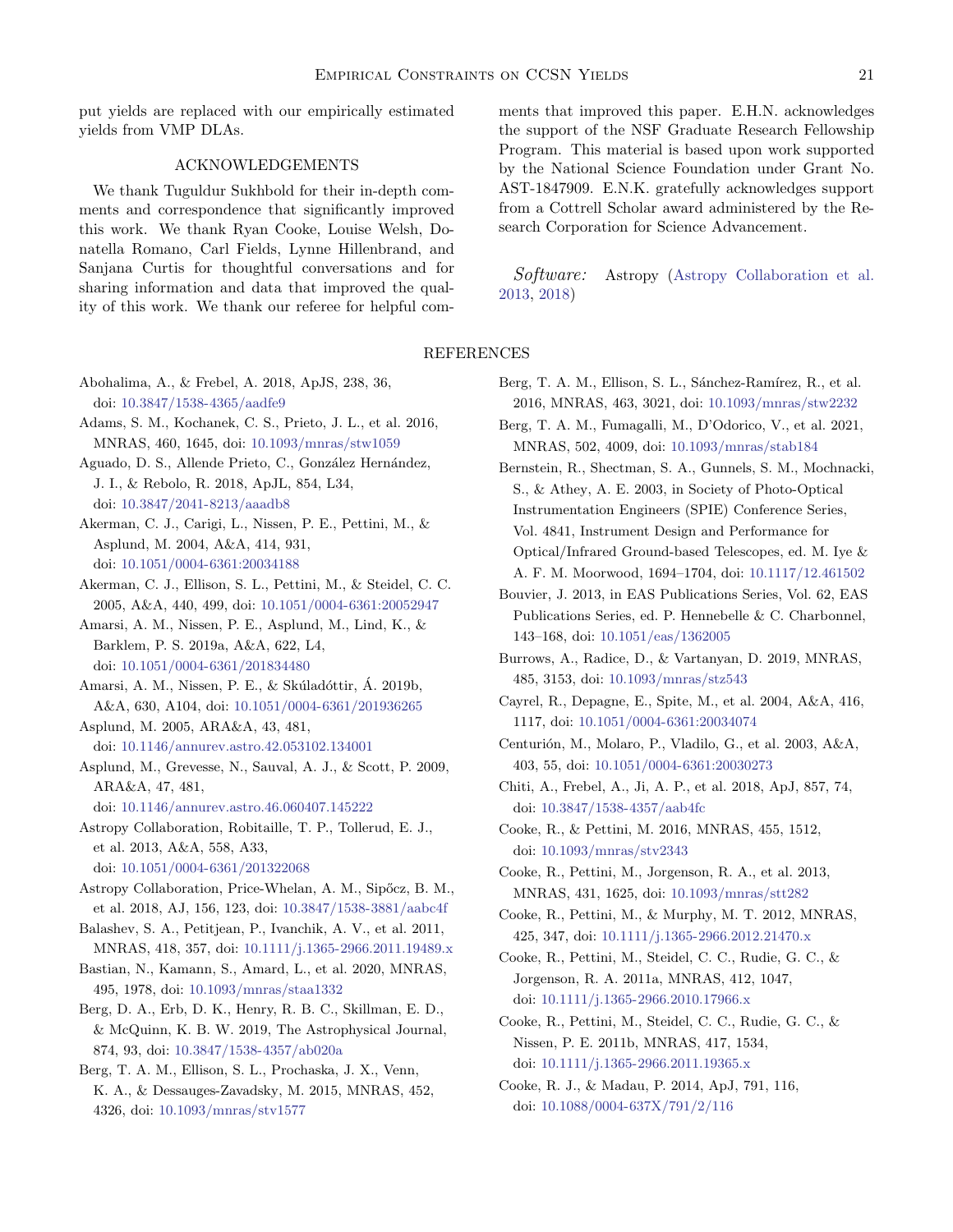put yields are replaced with our empirically estimated yields from VMP DLAs.

## ACKNOWLEDGEMENTS

We thank Tuguldur Sukhbold for their in-depth comments and correspondence that significantly improved this work. We thank Ryan Cooke, Louise Welsh, Donatella Romano, Carl Fields, Lynne Hillenbrand, and Sanjana Curtis for thoughtful conversations and for sharing information and data that improved the quality of this work. We thank our referee for helpful comments that improved this paper. E.H.N. acknowledges the support of the NSF Graduate Research Fellowship Program. This material is based upon work supported by the National Science Foundation under Grant No. AST-1847909. E.N.K. gratefully acknowledges support from a Cottrell Scholar award administered by the Research Corporation for Science Advancement.

*Software:* Astropy (Astropy Collaboration et al. 2013, 2018)

## REFERENCES

Abohalima, A., & Frebel, A. 2018, ApJS, 238, 36, doi: 10.3847/1538-4365/aadfe9

Adams, S. M., Kochanek, C. S., Prieto, J. L., et al. 2016, MNRAS, 460, 1645, doi: 10.1093/mnras/stw1059

Aguado, D. S., Allende Prieto, C., González Hernández, J. I., & Rebolo, R. 2018, ApJL, 854, L34, doi: 10.3847/2041-8213/aaadb8

Akerman, C. J., Carigi, L., Nissen, P. E., Pettini, M., & Asplund, M. 2004, A&A, 414, 931, doi: 10.1051/0004-6361:20034188

Akerman, C. J., Ellison, S. L., Pettini, M., & Steidel, C. C. 2005, A&A, 440, 499, doi: 10.1051/0004-6361:20052947

Amarsi, A. M., Nissen, P. E., Asplund, M., Lind, K., & Barklem, P. S. 2019a, A&A, 622, L4, doi: 10.1051/0004-6361/201834480

Amarsi, A. M., Nissen, P. E., & Skúladóttir, Á. 2019b, A&A, 630, A104, doi: 10.1051/0004-6361/201936265

Asplund, M. 2005, ARA&A, 43, 481, doi: 10.1146/annurev.astro.42.053102.134001

Asplund, M., Grevesse, N., Sauval, A. J., & Scott, P. 2009, ARA&A, 47, 481, doi: 10.1146/annurev.astro.46.060407.145222

Astropy Collaboration, Robitaille, T. P., Tollerud, E. J., et al. 2013, A&A, 558, A33, doi: 10.1051/0004-6361/201322068

Astropy Collaboration, Price-Whelan, A. M., Sipőcz, B. M., et al. 2018, AJ, 156, 123, doi: 10.3847/1538-3881/aabc4f

Balashev, S. A., Petitjean, P., Ivanchik, A. V., et al. 2011, MNRAS, 418, 357, doi: 10.1111/j.1365-2966.2011.19489.x

Bastian, N., Kamann, S., Amard, L., et al. 2020, MNRAS, 495, 1978, doi: 10.1093/mnras/staa1332

Berg, D. A., Erb, D. K., Henry, R. B. C., Skillman, E. D., & McQuinn, K. B. W. 2019, The Astrophysical Journal, 874, 93, doi: 10.3847/1538-4357/ab020a

Berg, T. A. M., Ellison, S. L., Prochaska, J. X., Venn, K. A., & Dessauges-Zavadsky, M. 2015, MNRAS, 452, 4326, doi: 10.1093/mnras/stv1577

Berg, T. A. M., Ellison, S. L., Sánchez-Ramírez, R., et al. 2016, MNRAS, 463, 3021, doi: 10.1093/mnras/stw2232

Berg, T. A. M., Fumagalli, M., D'Odorico, V., et al. 2021, MNRAS, 502, 4009, doi: 10.1093/mnras/stab184

Bernstein, R., Shectman, S. A., Gunnels, S. M., Mochnacki, S., & Athey, A. E. 2003, in Society of Photo-Optical Instrumentation Engineers (SPIE) Conference Series, Vol. 4841, Instrument Design and Performance for Optical/Infrared Ground-based Telescopes, ed. M. Iye & A. F. M. Moorwood, 1694–1704, doi: 10.1117/12.461502

Bouvier, J. 2013, in EAS Publications Series, Vol. 62, EAS Publications Series, ed. P. Hennebelle & C. Charbonnel, 143–168, doi: 10.1051/eas/1362005

Burrows, A., Radice, D., & Vartanyan, D. 2019, MNRAS, 485, 3153, doi: 10.1093/mnras/stz543

Cayrel, R., Depagne, E., Spite, M., et al. 2004, A&A, 416, 1117, doi: 10.1051/0004-6361:20034074

Centurión, M., Molaro, P., Vladilo, G., et al. 2003, A&A, 403, 55, doi: 10.1051/0004-6361:20030273

Chiti, A., Frebel, A., Ji, A. P., et al. 2018, ApJ, 857, 74, doi: 10.3847/1538-4357/aab4fc

Cooke, R., & Pettini, M. 2016, MNRAS, 455, 1512, doi: 10.1093/mnras/stv2343

Cooke, R., Pettini, M., Jorgenson, R. A., et al. 2013, MNRAS, 431, 1625, doi: 10.1093/mnras/stt282

Cooke, R., Pettini, M., & Murphy, M. T. 2012, MNRAS, 425, 347, doi: 10.1111/j.1365-2966.2012.21470.x

Cooke, R., Pettini, M., Steidel, C. C., Rudie, G. C., & Jorgenson, R. A. 2011a, MNRAS, 412, 1047, doi: 10.1111/j.1365-2966.2010.17966.x

Cooke, R., Pettini, M., Steidel, C. C., Rudie, G. C., & Nissen, P. E. 2011b, MNRAS, 417, 1534, doi: 10.1111/j.1365-2966.2011.19365.x

Cooke, R. J., & Madau, P. 2014, ApJ, 791, 116, doi: 10.1088/0004-637X/791/2/116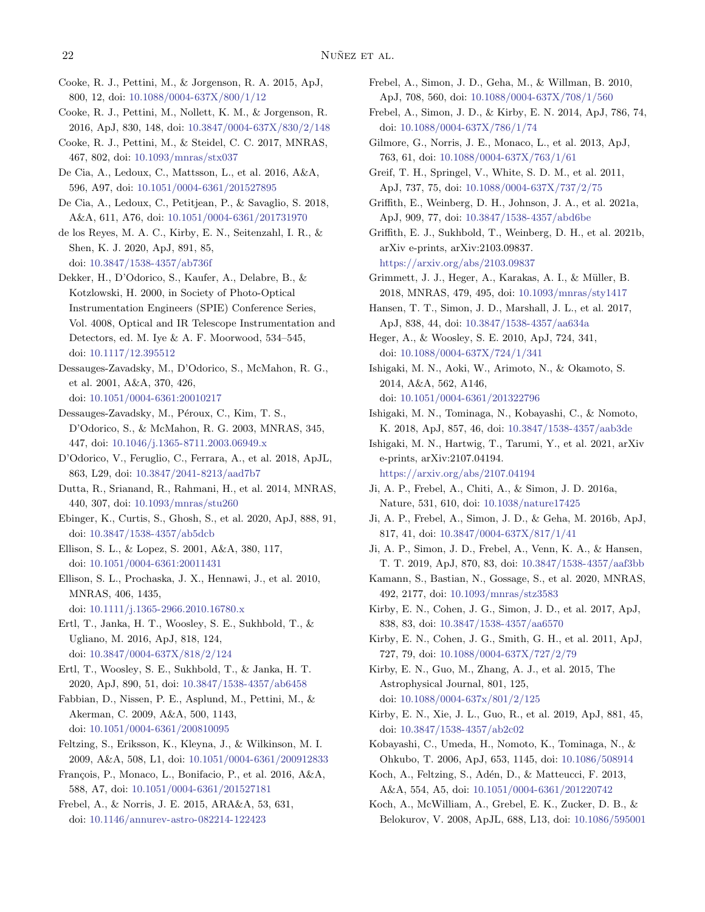Cooke, R. J., Pettini, M., & Jorgenson, R. A. 2015, ApJ, 800, 12, doi: 10.1088/0004-637X/800/1/12

Cooke, R. J., Pettini, M., Nollett, K. M., & Jorgenson, R. 2016, ApJ, 830, 148, doi: 10.3847/0004-637X/830/2/148

Cooke, R. J., Pettini, M., & Steidel, C. C. 2017, MNRAS, 467, 802, doi: 10.1093/mnras/stx037

De Cia, A., Ledoux, C., Mattsson, L., et al. 2016, A&A, 596, A97, doi: 10.1051/0004-6361/201527895

De Cia, A., Ledoux, C., Petitjean, P., & Savaglio, S. 2018, A&A, 611, A76, doi: 10.1051/0004-6361/201731970

de los Reyes, M. A. C., Kirby, E. N., Seitenzahl, I. R., & Shen, K. J. 2020, ApJ, 891, 85, doi: 10.3847/1538-4357/ab736f

Dekker, H., D'Odorico, S., Kaufer, A., Delabre, B., & Kotzlowski, H. 2000, in Society of Photo-Optical Instrumentation Engineers (SPIE) Conference Series, Vol. 4008, Optical and IR Telescope Instrumentation and Detectors, ed. M. Iye & A. F. Moorwood, 534–545, doi: 10.1117/12.395512

Dessauges-Zavadsky, M., D'Odorico, S., McMahon, R. G., et al. 2001, A&A, 370, 426, doi: 10.1051/0004-6361:20010217

Dessauges-Zavadsky, M., Péroux, C., Kim, T. S., D'Odorico, S., & McMahon, R. G. 2003, MNRAS, 345, 447, doi: 10.1046/j.1365-8711.2003.06949.x

D'Odorico, V., Feruglio, C., Ferrara, A., et al. 2018, ApJL, 863, L29, doi: 10.3847/2041-8213/aad7b7

Dutta, R., Srianand, R., Rahmani, H., et al. 2014, MNRAS, 440, 307, doi: 10.1093/mnras/stu260

Ebinger, K., Curtis, S., Ghosh, S., et al. 2020, ApJ, 888, 91, doi: 10.3847/1538-4357/ab5dcb

Ellison, S. L., & Lopez, S. 2001, A&A, 380, 117, doi: 10.1051/0004-6361:20011431

Ellison, S. L., Prochaska, J. X., Hennawi, J., et al. 2010, MNRAS, 406, 1435, doi: 10.1111/j.1365-2966.2010.16780.x

Ertl, T., Janka, H. T., Woosley, S. E., Sukhbold, T., & Ugliano, M. 2016, ApJ, 818, 124, doi: 10.3847/0004-637X/818/2/124

Ertl, T., Woosley, S. E., Sukhbold, T., & Janka, H. T. 2020, ApJ, 890, 51, doi: 10.3847/1538-4357/ab6458

Fabbian, D., Nissen, P. E., Asplund, M., Pettini, M., & Akerman, C. 2009, A&A, 500, 1143, doi: 10.1051/0004-6361/200810095

Feltzing, S., Eriksson, K., Kleyna, J., & Wilkinson, M. I. 2009, A&A, 508, L1, doi: 10.1051/0004-6361/200912833

François, P., Monaco, L., Bonifacio, P., et al. 2016, A&A, 588, A7, doi: 10.1051/0004-6361/201527181

Frebel, A., & Norris, J. E. 2015, ARA&A, 53, 631, doi: 10.1146/annurev-astro-082214-122423

Frebel, A., Simon, J. D., Geha, M., & Willman, B. 2010, ApJ, 708, 560, doi: 10.1088/0004-637X/708/1/560

Frebel, A., Simon, J. D., & Kirby, E. N. 2014, ApJ, 786, 74, doi: 10.1088/0004-637X/786/1/74

Gilmore, G., Norris, J. E., Monaco, L., et al. 2013, ApJ, 763, 61, doi: 10.1088/0004-637X/763/1/61

Greif, T. H., Springel, V., White, S. D. M., et al. 2011, ApJ, 737, 75, doi: 10.1088/0004-637X/737/2/75

Griffith, E., Weinberg, D. H., Johnson, J. A., et al. 2021a, ApJ, 909, 77, doi: 10.3847/1538-4357/abd6be

Griffith, E. J., Sukhbold, T., Weinberg, D. H., et al. 2021b, arXiv e-prints, arXiv:2103.09837. https://arxiv.org/abs/2103.09837

Grimmett, J. J., Heger, A., Karakas, A. I., & Müller, B. 2018, MNRAS, 479, 495, doi: 10.1093/mnras/sty1417

Hansen, T. T., Simon, J. D., Marshall, J. L., et al. 2017, ApJ, 838, 44, doi: 10.3847/1538-4357/aa634a

Heger, A., & Woosley, S. E. 2010, ApJ, 724, 341, doi: 10.1088/0004-637X/724/1/341

Ishigaki, M. N., Aoki, W., Arimoto, N., & Okamoto, S. 2014, A&A, 562, A146, doi: 10.1051/0004-6361/201322796

Ishigaki, M. N., Tominaga, N., Kobayashi, C., & Nomoto, K. 2018, ApJ, 857, 46, doi: 10.3847/1538-4357/aab3de

Ishigaki, M. N., Hartwig, T., Tarumi, Y., et al. 2021, arXiv e-prints, arXiv:2107.04194. https://arxiv.org/abs/2107.04194

Ji, A. P., Frebel, A., Chiti, A., & Simon, J. D. 2016a, Nature, 531, 610, doi: 10.1038/nature17425

Ji, A. P., Frebel, A., Simon, J. D., & Geha, M. 2016b, ApJ, 817, 41, doi: 10.3847/0004-637X/817/1/41

Ji, A. P., Simon, J. D., Frebel, A., Venn, K. A., & Hansen, T. T. 2019, ApJ, 870, 83, doi: 10.3847/1538-4357/aaf3bb

Kamann, S., Bastian, N., Gossage, S., et al. 2020, MNRAS, 492, 2177, doi: 10.1093/mnras/stz3583

Kirby, E. N., Cohen, J. G., Simon, J. D., et al. 2017, ApJ, 838, 83, doi: 10.3847/1538-4357/aa6570

Kirby, E. N., Cohen, J. G., Smith, G. H., et al. 2011, ApJ, 727, 79, doi: 10.1088/0004-637X/727/2/79

Kirby, E. N., Guo, M., Zhang, A. J., et al. 2015, The Astrophysical Journal, 801, 125, doi: 10.1088/0004-637x/801/2/125

Kirby, E. N., Xie, J. L., Guo, R., et al. 2019, ApJ, 881, 45, doi: 10.3847/1538-4357/ab2c02

Kobayashi, C., Umeda, H., Nomoto, K., Tominaga, N., & Ohkubo, T. 2006, ApJ, 653, 1145, doi: 10.1086/508914

Koch, A., Feltzing, S., Adén, D., & Matteucci, F. 2013, A&A, 554, A5, doi: 10.1051/0004-6361/201220742

Koch, A., McWilliam, A., Grebel, E. K., Zucker, D. B., & Belokurov, V. 2008, ApJL, 688, L13, doi: 10.1086/595001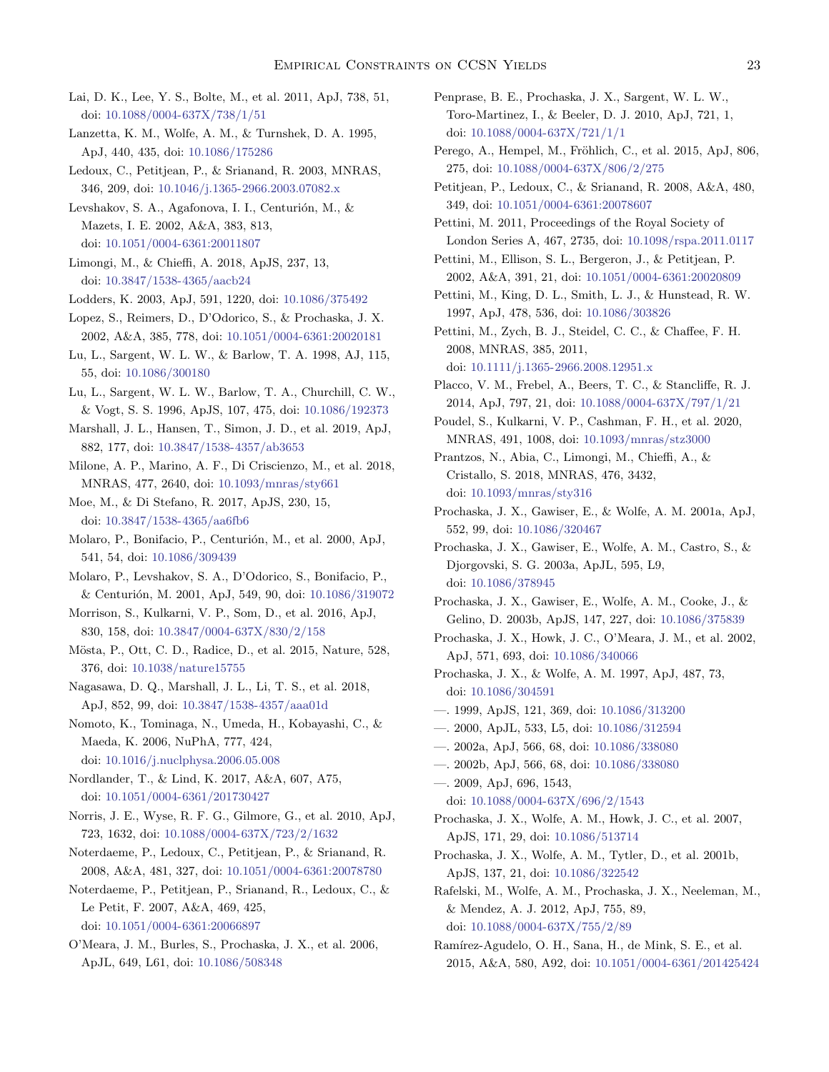Lai, D. K., Lee, Y. S., Bolte, M., et al. 2011, ApJ, 738, 51, doi: 10.1088/0004-637X/738/1/51

Lanzetta, K. M., Wolfe, A. M., & Turnshek, D. A. 1995, ApJ, 440, 435, doi: 10.1086/175286

Ledoux, C., Petitjean, P., & Srianand, R. 2003, MNRAS, 346, 209, doi: 10.1046/j.1365-2966.2003.07082.x

Levshakov, S. A., Agafonova, I. I., Centurión, M., & Mazets, I. E. 2002, A&A, 383, 813, doi: 10.1051/0004-6361:20011807

Limongi, M., & Chieffi, A. 2018, ApJS, 237, 13, doi: 10.3847/1538-4365/aacb24

Lodders, K. 2003, ApJ, 591, 1220, doi: 10.1086/375492

Lopez, S., Reimers, D., D'Odorico, S., & Prochaska, J. X. 2002, A&A, 385, 778, doi: 10.1051/0004-6361:20020181

Lu, L., Sargent, W. L. W., & Barlow, T. A. 1998, AJ, 115, 55, doi: 10.1086/300180

Lu, L., Sargent, W. L. W., Barlow, T. A., Churchill, C. W., & Vogt, S. S. 1996, ApJS, 107, 475, doi: 10.1086/192373

Marshall, J. L., Hansen, T., Simon, J. D., et al. 2019, ApJ, 882, 177, doi: 10.3847/1538-4357/ab3653

Milone, A. P., Marino, A. F., Di Criscienzo, M., et al. 2018, MNRAS, 477, 2640, doi: 10.1093/mnras/sty661

Moe, M., & Di Stefano, R. 2017, ApJS, 230, 15, doi: 10.3847/1538-4365/aa6fb6

Molaro, P., Bonifacio, P., Centurión, M., et al. 2000, ApJ, 541, 54, doi: 10.1086/309439

Molaro, P., Levshakov, S. A., D'Odorico, S., Bonifacio, P., & Centurión, M. 2001, ApJ, 549, 90, doi: 10.1086/319072

Morrison, S., Kulkarni, V. P., Som, D., et al. 2016, ApJ, 830, 158, doi: 10.3847/0004-637X/830/2/158

Mösta, P., Ott, C. D., Radice, D., et al. 2015, Nature, 528, 376, doi: 10.1038/nature15755

Nagasawa, D. Q., Marshall, J. L., Li, T. S., et al. 2018, ApJ, 852, 99, doi: 10.3847/1538-4357/aaa01d

Nomoto, K., Tominaga, N., Umeda, H., Kobayashi, C., & Maeda, K. 2006, NuPhA, 777, 424, doi: 10.1016/j.nuclphysa.2006.05.008

Nordlander, T., & Lind, K. 2017, A&A, 607, A75, doi: 10.1051/0004-6361/201730427

Norris, J. E., Wyse, R. F. G., Gilmore, G., et al. 2010, ApJ, 723, 1632, doi: 10.1088/0004-637X/723/2/1632

Noterdaeme, P., Ledoux, C., Petitjean, P., & Srianand, R. 2008, A&A, 481, 327, doi: 10.1051/0004-6361:20078780

Noterdaeme, P., Petitjean, P., Srianand, R., Ledoux, C., & Le Petit, F. 2007, A&A, 469, 425, doi: 10.1051/0004-6361:20066897

O'Meara, J. M., Burles, S., Prochaska, J. X., et al. 2006, ApJL, 649, L61, doi: 10.1086/508348

Penprase, B. E., Prochaska, J. X., Sargent, W. L. W., Toro-Martinez, I., & Beeler, D. J. 2010, ApJ, 721, 1, doi: 10.1088/0004-637X/721/1/1

Perego, A., Hempel, M., Fröhlich, C., et al. 2015, ApJ, 806, 275, doi: 10.1088/0004-637X/806/2/275

Petitjean, P., Ledoux, C., & Srianand, R. 2008, A&A, 480, 349, doi: 10.1051/0004-6361:20078607

Pettini, M. 2011, Proceedings of the Royal Society of London Series A, 467, 2735, doi: 10.1098/rspa.2011.0117

Pettini, M., Ellison, S. L., Bergeron, J., & Petitjean, P. 2002, A&A, 391, 21, doi: 10.1051/0004-6361:20020809

Pettini, M., King, D. L., Smith, L. J., & Hunstead, R. W. 1997, ApJ, 478, 536, doi: 10.1086/303826

Pettini, M., Zych, B. J., Steidel, C. C., & Chaffee, F. H. 2008, MNRAS, 385, 2011, doi: 10.1111/j.1365-2966.2008.12951.x

Placco, V. M., Frebel, A., Beers, T. C., & Stancliffe, R. J. 2014, ApJ, 797, 21, doi: 10.1088/0004-637X/797/1/21

Poudel, S., Kulkarni, V. P., Cashman, F. H., et al. 2020, MNRAS, 491, 1008, doi: 10.1093/mnras/stz3000

Prantzos, N., Abia, C., Limongi, M., Chieffi, A., & Cristallo, S. 2018, MNRAS, 476, 3432, doi: 10.1093/mnras/sty316

Prochaska, J. X., Gawiser, E., & Wolfe, A. M. 2001a, ApJ, 552, 99, doi: 10.1086/320467

Prochaska, J. X., Gawiser, E., Wolfe, A. M., Castro, S., & Djorgovski, S. G. 2003a, ApJL, 595, L9, doi: 10.1086/378945

Prochaska, J. X., Gawiser, E., Wolfe, A. M., Cooke, J., & Gelino, D. 2003b, ApJS, 147, 227, doi: 10.1086/375839

Prochaska, J. X., Howk, J. C., O'Meara, J. M., et al. 2002, ApJ, 571, 693, doi: 10.1086/340066

Prochaska, J. X., & Wolfe, A. M. 1997, ApJ, 487, 73, doi: 10.1086/304591

—. 1999, ApJS, 121, 369, doi: 10.1086/313200

—. 2000, ApJL, 533, L5, doi: 10.1086/312594

—. 2002a, ApJ, 566, 68, doi: 10.1086/338080

—. 2002b, ApJ, 566, 68, doi: 10.1086/338080

—. 2009, ApJ, 696, 1543, doi: 10.1088/0004-637X/696/2/1543

Prochaska, J. X., Wolfe, A. M., Howk, J. C., et al. 2007, ApJS, 171, 29, doi: 10.1086/513714

Prochaska, J. X., Wolfe, A. M., Tytler, D., et al. 2001b, ApJS, 137, 21, doi: 10.1086/322542

Rafelski, M., Wolfe, A. M., Prochaska, J. X., Neeleman, M., & Mendez, A. J. 2012, ApJ, 755, 89, doi: 10.1088/0004-637X/755/2/89

Ramírez-Agudelo, O. H., Sana, H., de Mink, S. E., et al. 2015, A&A, 580, A92, doi: 10.1051/0004-6361/201425424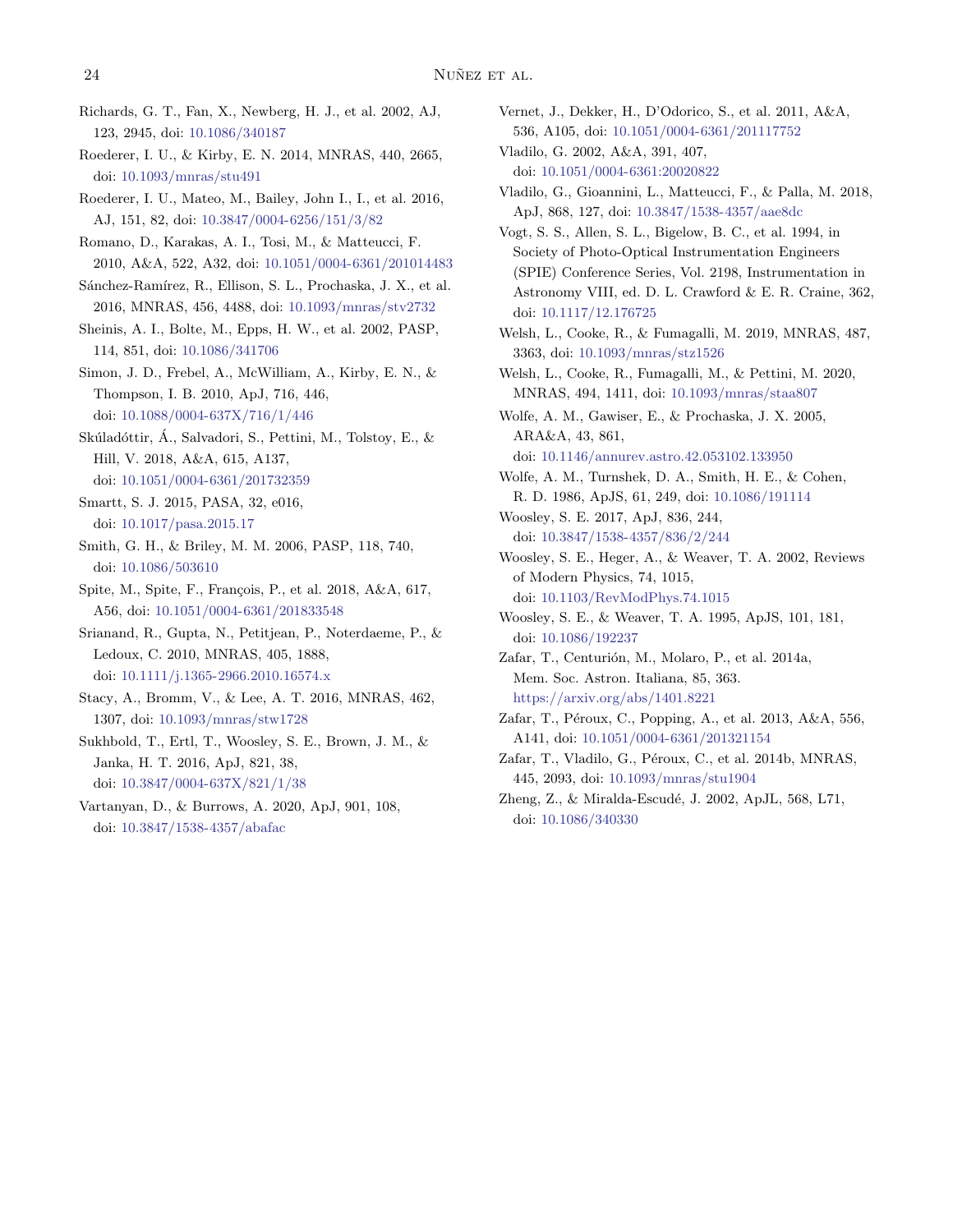Richards, G. T., Fan, X., Newberg, H. J., et al. 2002, AJ, 123, 2945, doi: 10.1086/340187

Roederer, I. U., & Kirby, E. N. 2014, MNRAS, 440, 2665, doi: 10.1093/mnras/stu491

Roederer, I. U., Mateo, M., Bailey, John I., I., et al. 2016, AJ, 151, 82, doi: 10.3847/0004-6256/151/3/82

Romano, D., Karakas, A. I., Tosi, M., & Matteucci, F. 2010, A&A, 522, A32, doi: 10.1051/0004-6361/201014483

Sánchez-Ramírez, R., Ellison, S. L., Prochaska, J. X., et al. 2016, MNRAS, 456, 4488, doi: 10.1093/mnras/stv2732

Sheinis, A. I., Bolte, M., Epps, H. W., et al. 2002, PASP, 114, 851, doi: 10.1086/341706

Simon, J. D., Frebel, A., McWilliam, A., Kirby, E. N., & Thompson, I. B. 2010, ApJ, 716, 446, doi: 10.1088/0004-637X/716/1/446

Skúladóttir, Á., Salvadori, S., Pettini, M., Tolstoy, E., & Hill, V. 2018, A&A, 615, A137, doi: 10.1051/0004-6361/201732359

Smartt, S. J. 2015, PASA, 32, e016, doi: 10.1017/pasa.2015.17

Smith, G. H., & Briley, M. M. 2006, PASP, 118, 740, doi: 10.1086/503610

Spite, M., Spite, F., François, P., et al. 2018, A&A, 617, A56, doi: 10.1051/0004-6361/201833548

Srianand, R., Gupta, N., Petitjean, P., Noterdaeme, P., & Ledoux, C. 2010, MNRAS, 405, 1888, doi: 10.1111/j.1365-2966.2010.16574.x

Stacy, A., Bromm, V., & Lee, A. T. 2016, MNRAS, 462, 1307, doi: 10.1093/mnras/stw1728

Sukhbold, T., Ertl, T., Woosley, S. E., Brown, J. M., & Janka, H. T. 2016, ApJ, 821, 38, doi: 10.3847/0004-637X/821/1/38

Vartanyan, D., & Burrows, A. 2020, ApJ, 901, 108, doi: 10.3847/1538-4357/abafac

Vernet, J., Dekker, H., D'Odorico, S., et al. 2011, A&A, 536, A105, doi: 10.1051/0004-6361/201117752

Vladilo, G. 2002, A&A, 391, 407, doi: 10.1051/0004-6361:20020822

Vladilo, G., Gioannini, L., Matteucci, F., & Palla, M. 2018, ApJ, 868, 127, doi: 10.3847/1538-4357/aae8dc

Vogt, S. S., Allen, S. L., Bigelow, B. C., et al. 1994, in Society of Photo-Optical Instrumentation Engineers (SPIE) Conference Series, Vol. 2198, Instrumentation in Astronomy VIII, ed. D. L. Crawford & E. R. Craine, 362, doi: 10.1117/12.176725

Welsh, L., Cooke, R., & Fumagalli, M. 2019, MNRAS, 487, 3363, doi: 10.1093/mnras/stz1526

Welsh, L., Cooke, R., Fumagalli, M., & Pettini, M. 2020, MNRAS, 494, 1411, doi: 10.1093/mnras/staa807

Wolfe, A. M., Gawiser, E., & Prochaska, J. X. 2005, ARA&A, 43, 861, doi: 10.1146/annurev.astro.42.053102.133950

Wolfe, A. M., Turnshek, D. A., Smith, H. E., & Cohen, R. D. 1986, ApJS, 61, 249, doi: 10.1086/191114

Woosley, S. E. 2017, ApJ, 836, 244, doi: 10.3847/1538-4357/836/2/244

Woosley, S. E., Heger, A., & Weaver, T. A. 2002, Reviews of Modern Physics, 74, 1015, doi: 10.1103/RevModPhys.74.1015

Woosley, S. E., & Weaver, T. A. 1995, ApJS, 101, 181, doi: 10.1086/192237

Zafar, T., Centurión, M., Molaro, P., et al. 2014a, Mem. Soc. Astron. Italiana, 85, 363. https://arxiv.org/abs/1401.8221

Zafar, T., Péroux, C., Popping, A., et al. 2013, A&A, 556, A141, doi: 10.1051/0004-6361/201321154

Zafar, T., Vladilo, G., Péroux, C., et al. 2014b, MNRAS, 445, 2093, doi: 10.1093/mnras/stu1904

Zheng, Z., & Miralda-Escudé, J. 2002, ApJL, 568, L71, doi: 10.1086/340330